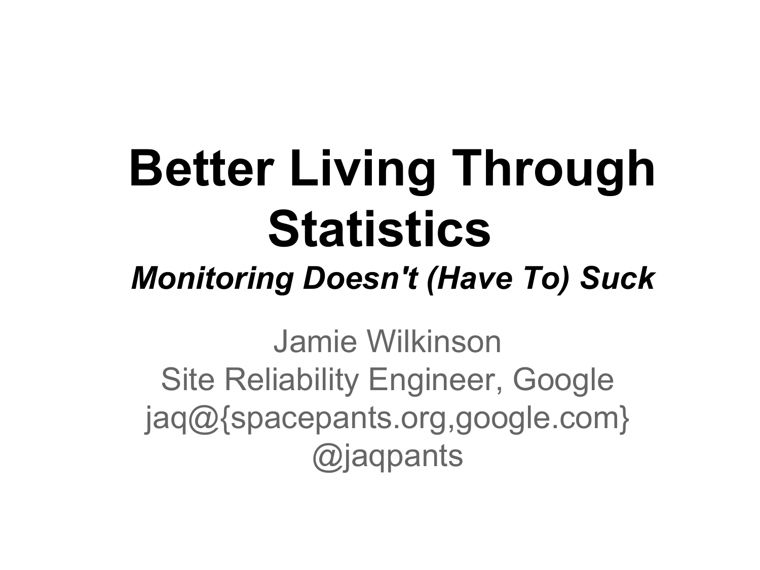# Better Living Through Statistics

***Monitoring Doesn't (Have To) Suck***

Jamie Wilkinson
Site Reliability Engineer, Google
jaq@{spacepants.org,google.com}
@jaqpants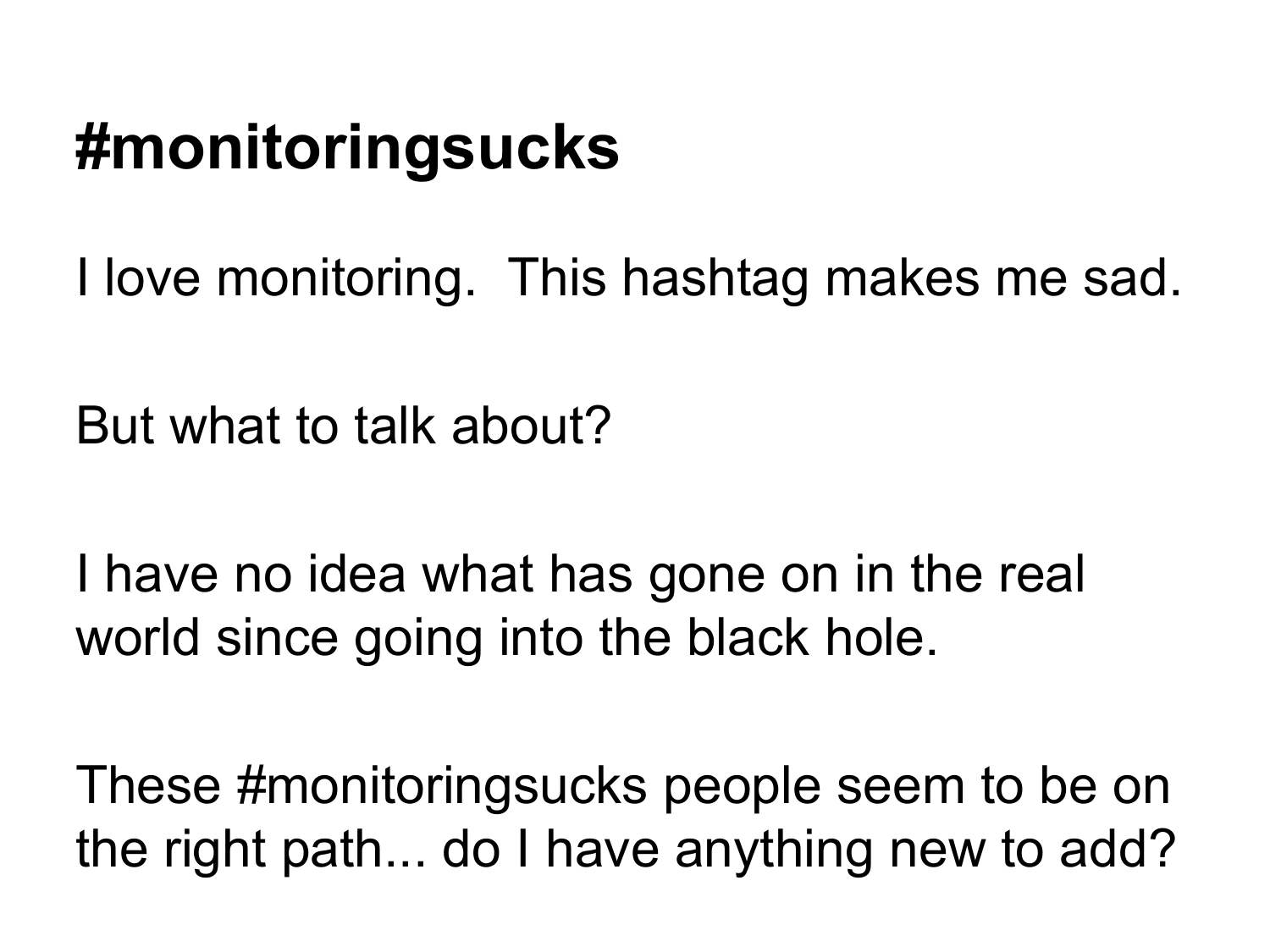# #monitoringsucks

I love monitoring.  This hashtag makes me sad.

But what to talk about?

I have no idea what has gone on in the real world since going into the black hole.

These #monitoringsucks people seem to be on the right path... do I have anything new to add?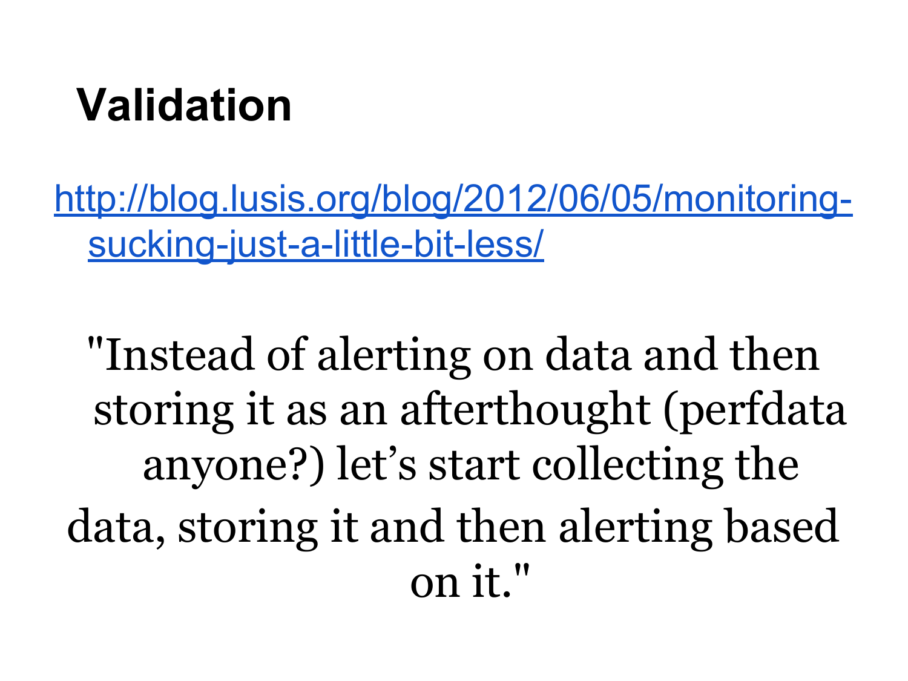# Validation

[http://blog.lusis.org/blog/2012/06/05/monitoring-sucking-just-a-little-bit-less/](http://blog.lusis.org/blog/2012/06/05/monitoring-sucking-just-a-little-bit-less/)

"Instead of alerting on data and then storing it as an afterthought (perfdata anyone?) let's start collecting the data, storing it and then alerting based on it."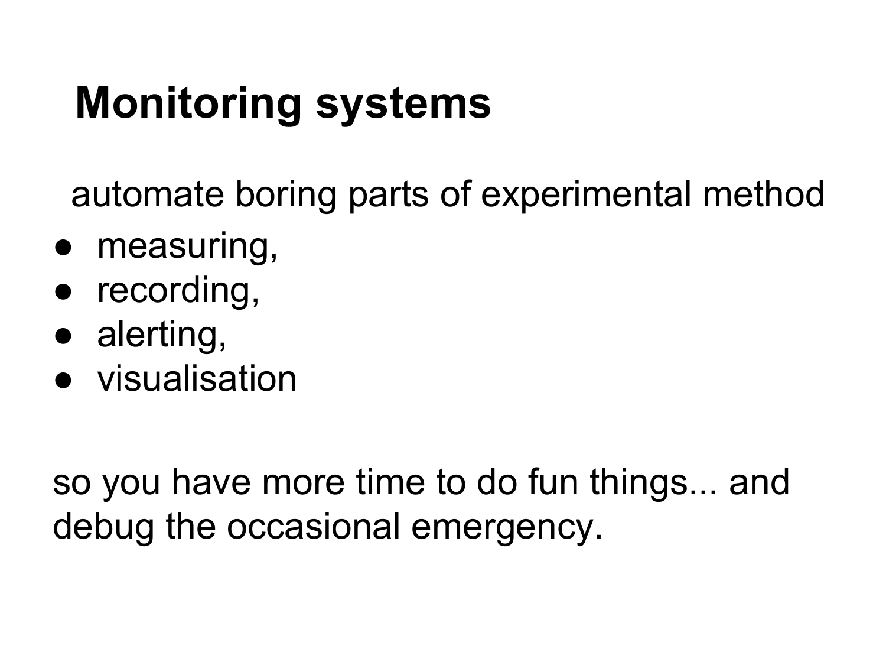# Monitoring systems

automate boring parts of experimental method

- measuring,
- recording,
- alerting,
- visualisation

so you have more time to do fun things... and debug the occasional emergency.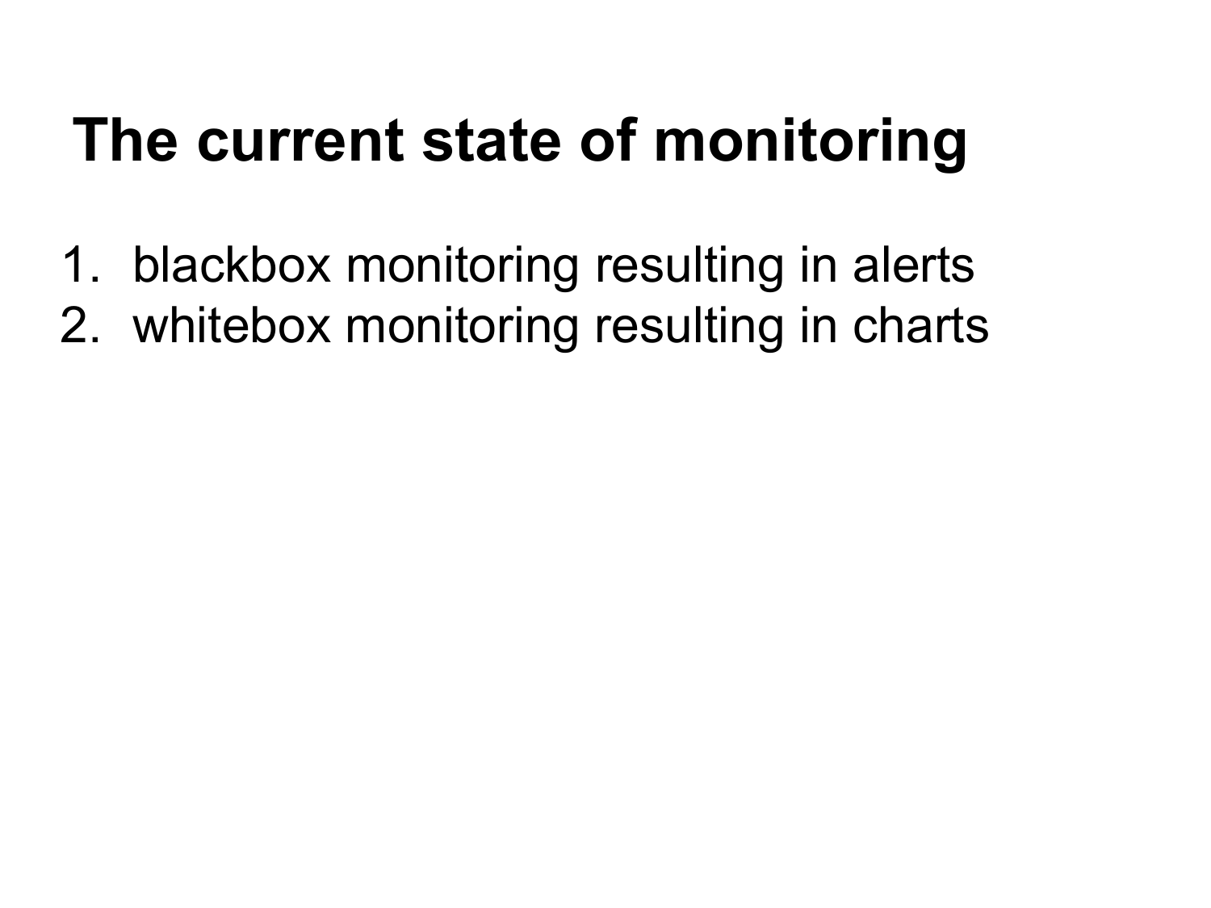# The current state of monitoring

1. blackbox monitoring resulting in alerts
2. whitebox monitoring resulting in charts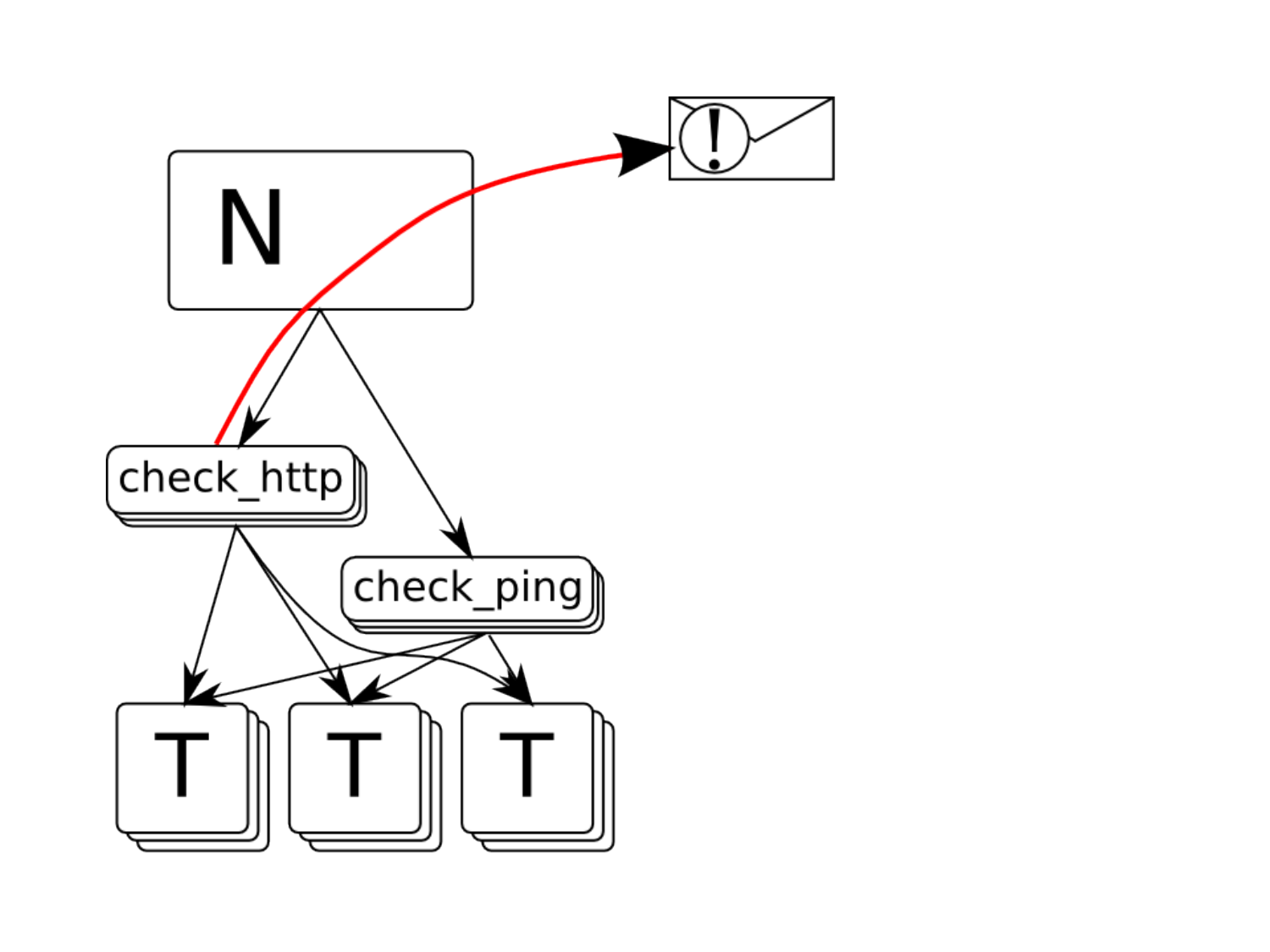N

check_http

check_ping

T T T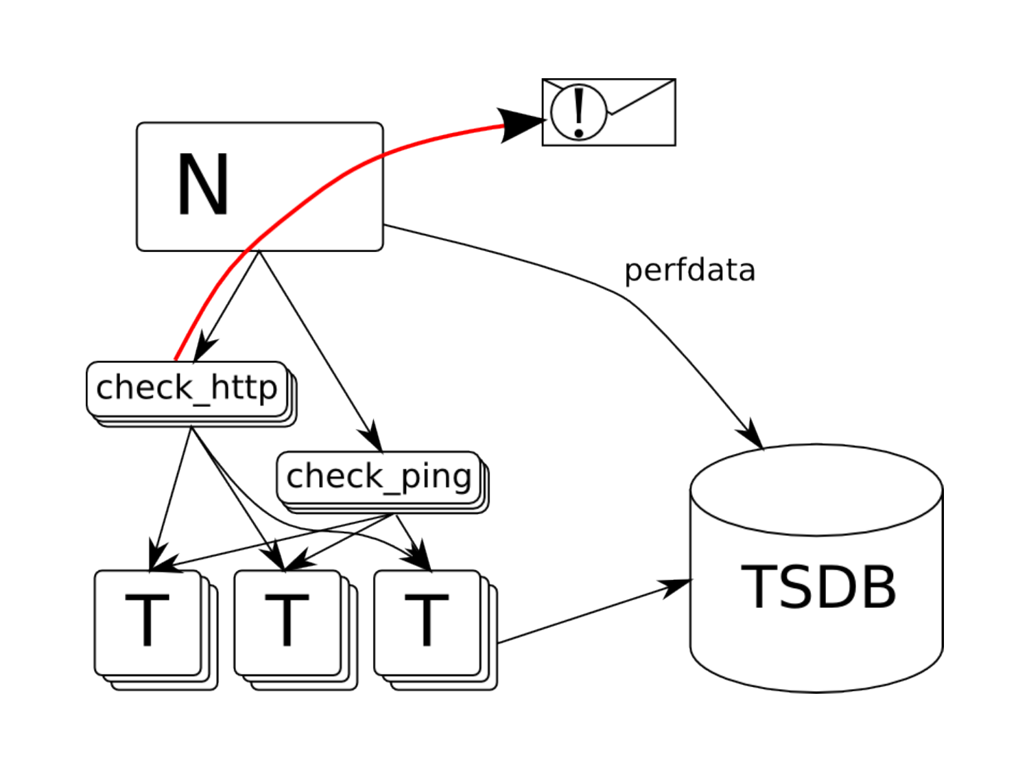N

check_http

check_ping

perfdata

T T T

TSDB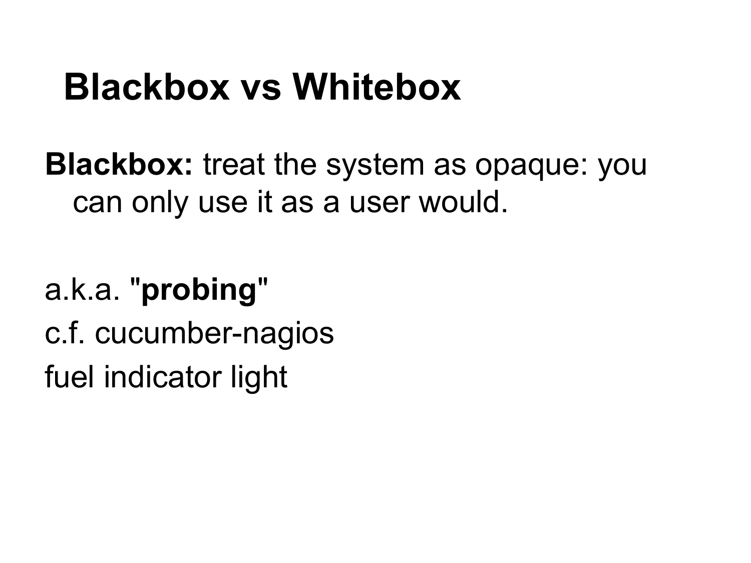# Blackbox vs Whitebox

**Blackbox:** treat the system as opaque: you can only use it as a user would.

a.k.a. "**probing**"

c.f. cucumber-nagios

fuel indicator light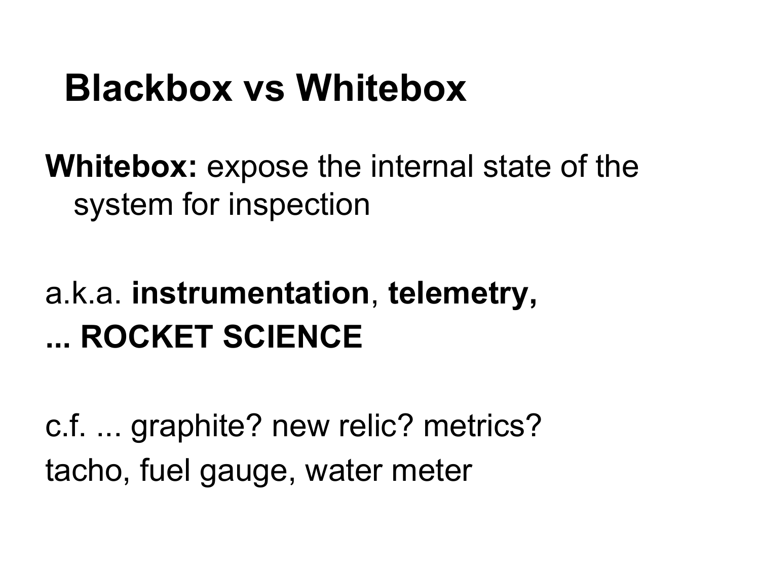# Blackbox vs Whitebox

**Whitebox:** expose the internal state of the system for inspection

a.k.a. **instrumentation**, **telemetry,**
**... ROCKET SCIENCE**

c.f. ... graphite? new relic? metrics?
tacho, fuel gauge, water meter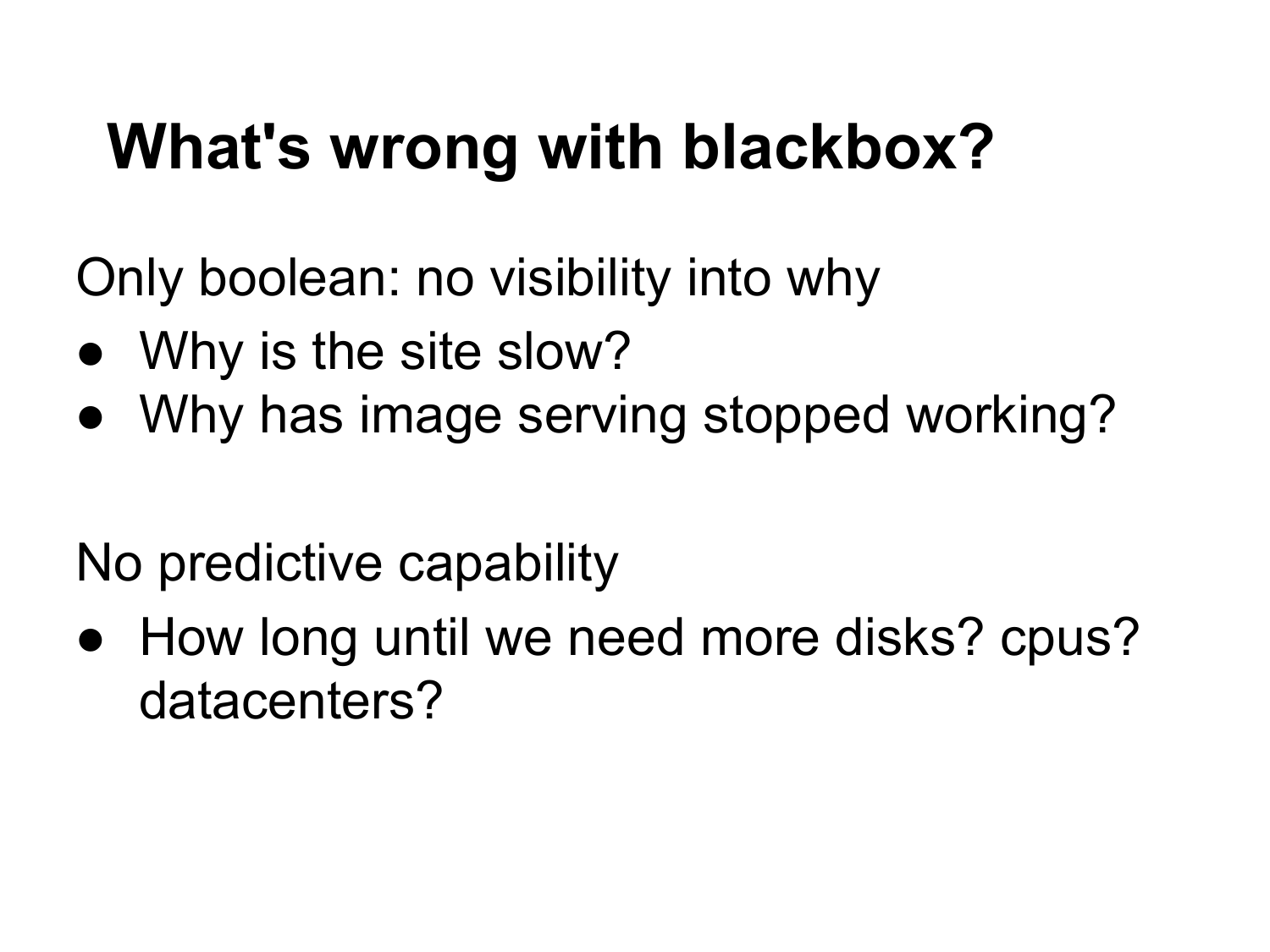# What's wrong with blackbox?

Only boolean: no visibility into why

- Why is the site slow?
- Why has image serving stopped working?

No predictive capability

- How long until we need more disks? cpus? datacenters?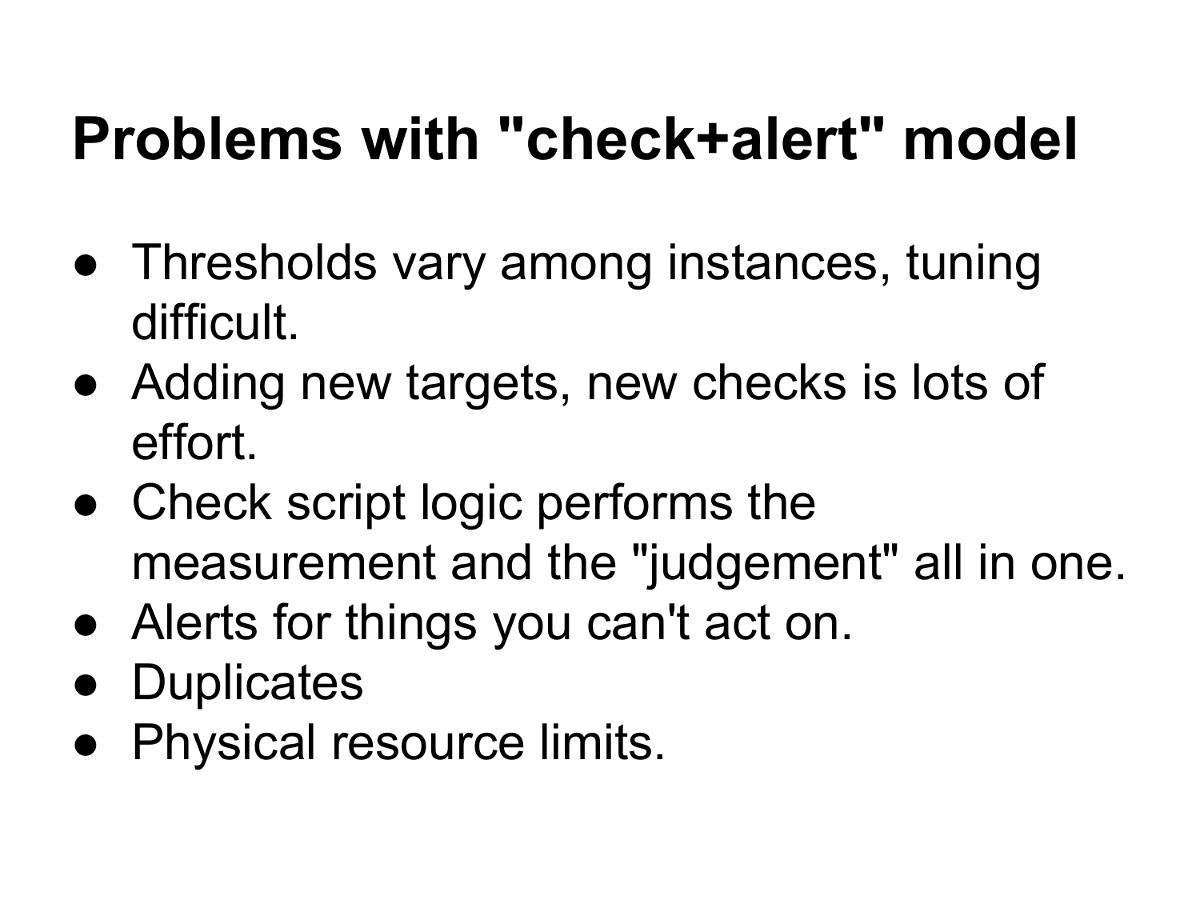# Problems with "check+alert" model

- Thresholds vary among instances, tuning difficult.
- Adding new targets, new checks is lots of effort.
- Check script logic performs the measurement and the "judgement" all in one.
- Alerts for things you can't act on.
- Duplicates
- Physical resource limits.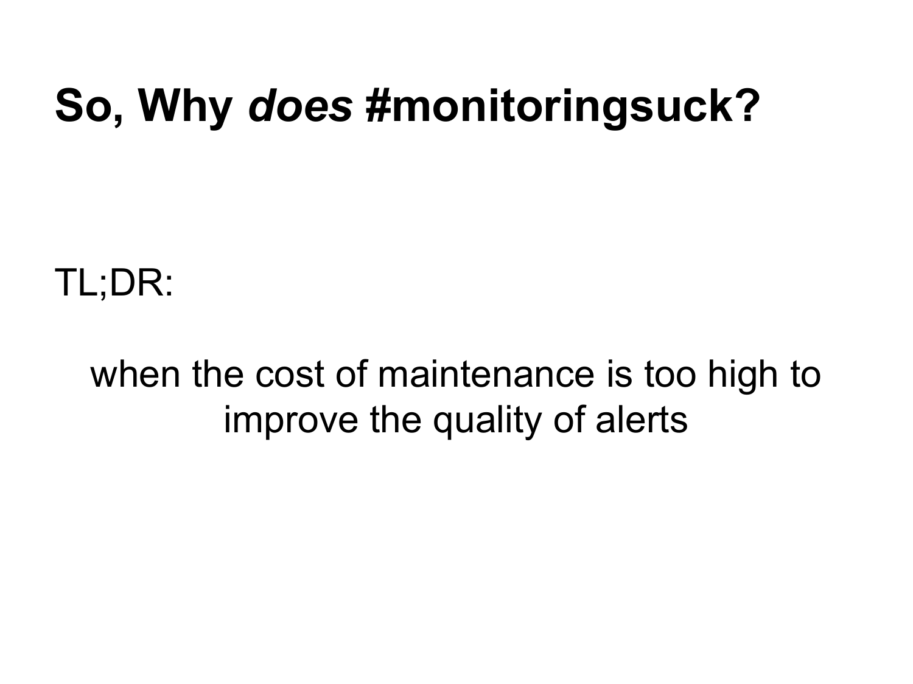# So, Why *does* #monitoringsuck?

TL;DR:

when the cost of maintenance is too high to improve the quality of alerts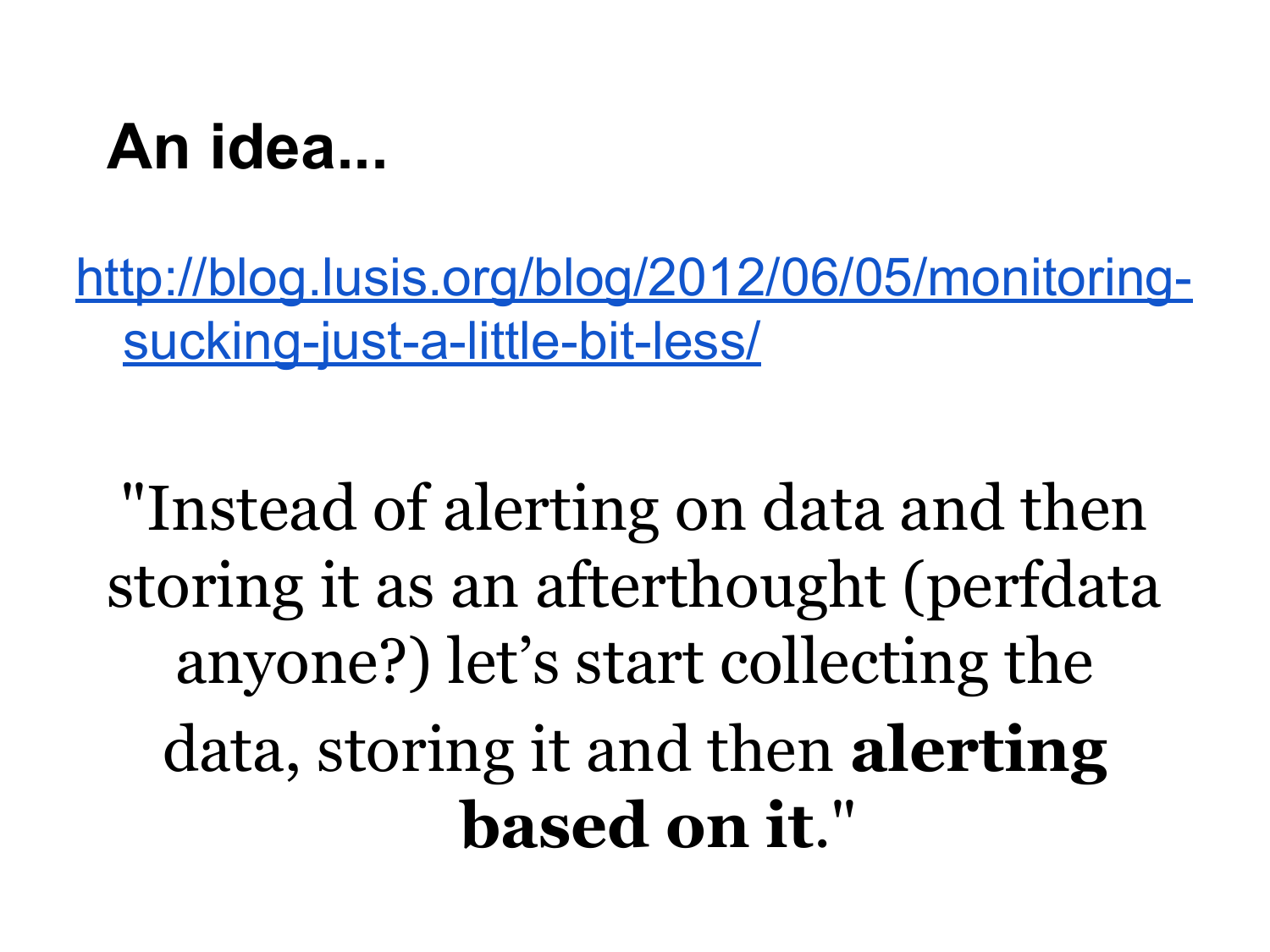# An idea...

[http://blog.lusis.org/blog/2012/06/05/monitoring-sucking-just-a-little-bit-less/](http://blog.lusis.org/blog/2012/06/05/monitoring-sucking-just-a-little-bit-less/)

"Instead of alerting on data and then storing it as an afterthought (perfdata anyone?) let's start collecting the data, storing it and then **alerting based on it**."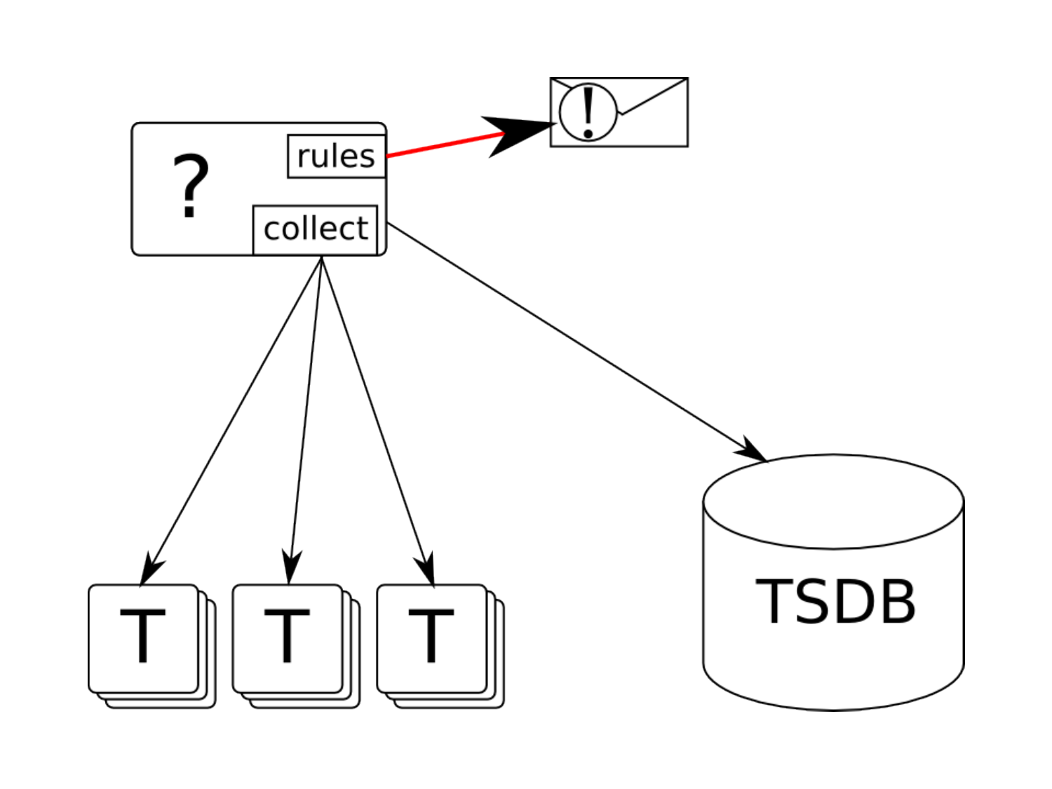?

rules

collect

T T T

TSDB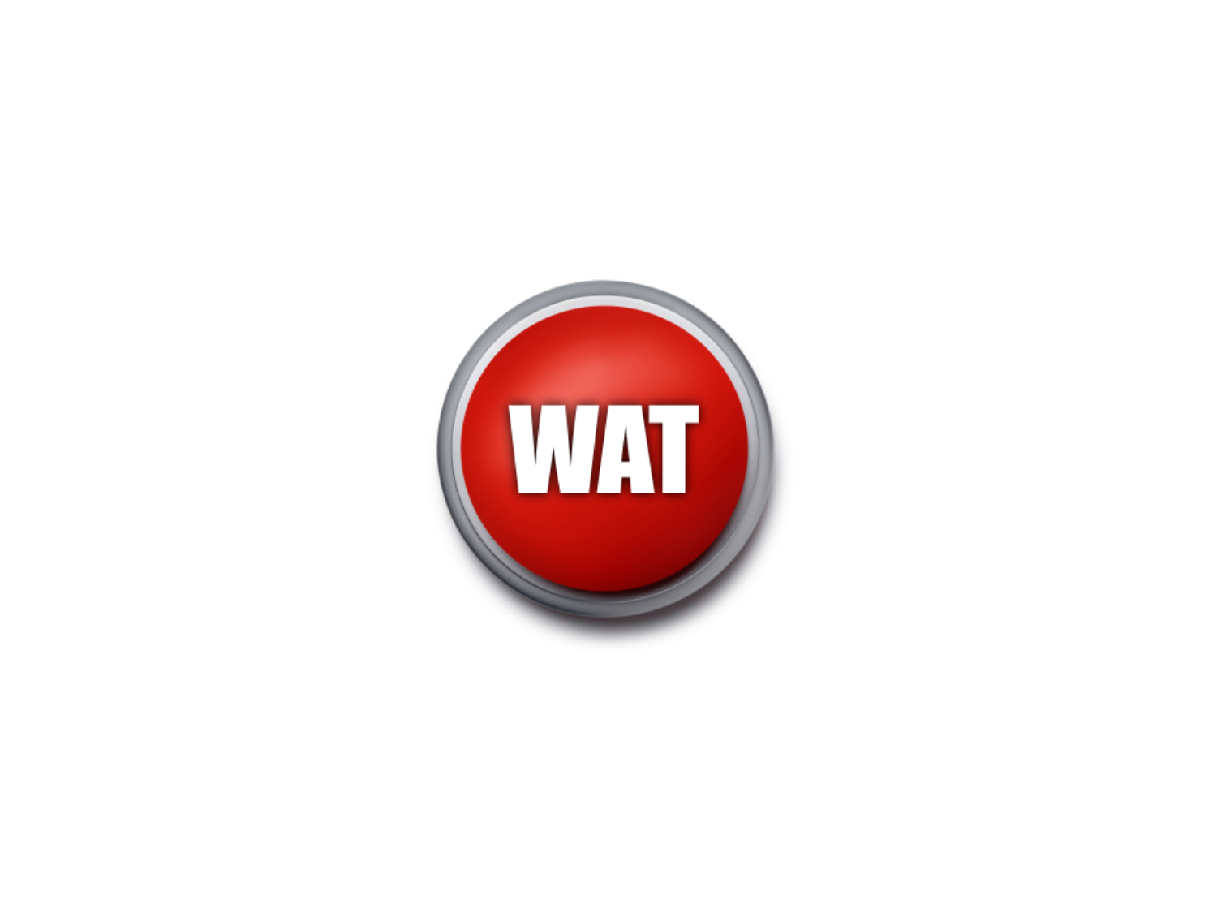WAT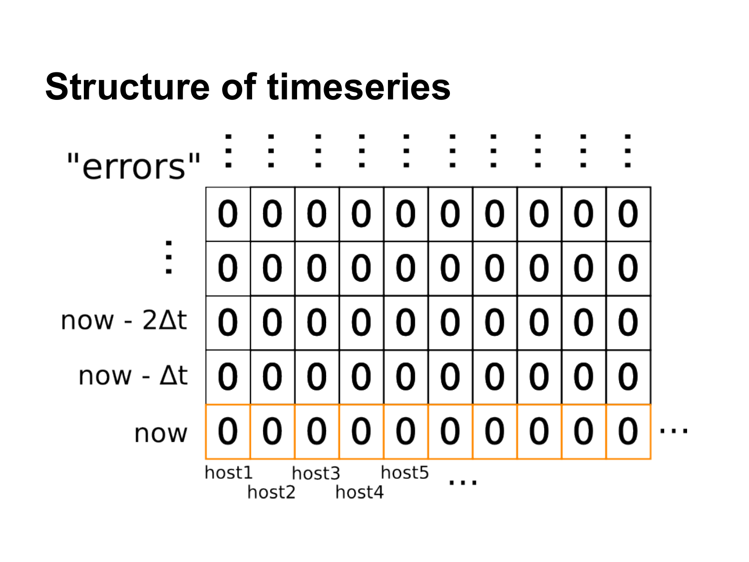# Structure of timeseries

| "errors" | ⋮ | ⋮ | ⋮ | ⋮ | ⋮ | ⋮ | ⋮ | ⋮ | ⋮ | ⋮ | |
|---|---|---|---|---|---|---|---|---|---|---|---|
| | 0 | 0 | 0 | 0 | 0 | 0 | 0 | 0 | 0 | 0 | |
| ⋮ | 0 | 0 | 0 | 0 | 0 | 0 | 0 | 0 | 0 | 0 | |
| now - 2Δt | 0 | 0 | 0 | 0 | 0 | 0 | 0 | 0 | 0 | 0 | |
| now - Δt | 0 | 0 | 0 | 0 | 0 | 0 | 0 | 0 | 0 | 0 | |
| now | 0 | 0 | 0 | 0 | 0 | 0 | 0 | 0 | 0 | 0 | ... |
| | host1 | host2 | host3 | host4 | host5 | ... | | | | | |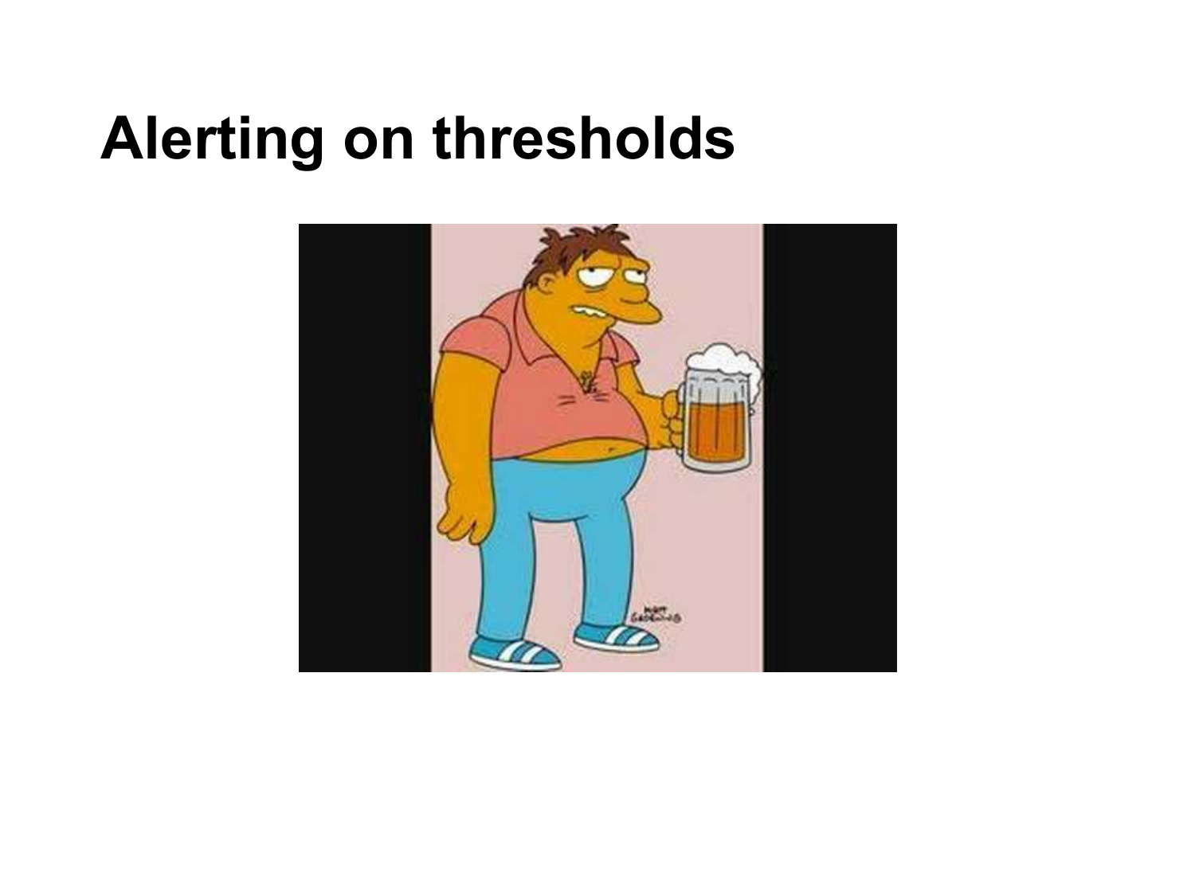# Alerting on thresholds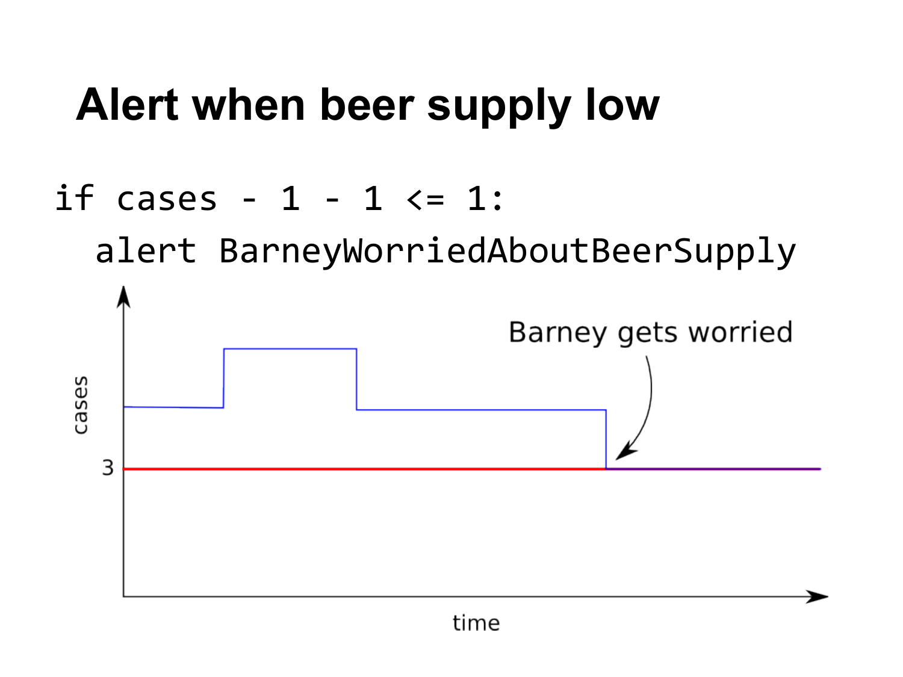# Alert when beer supply low

```
if cases - 1 - 1 <= 1:
  alert BarneyWorriedAboutBeerSupply
```

Barney gets worried

cases

3

time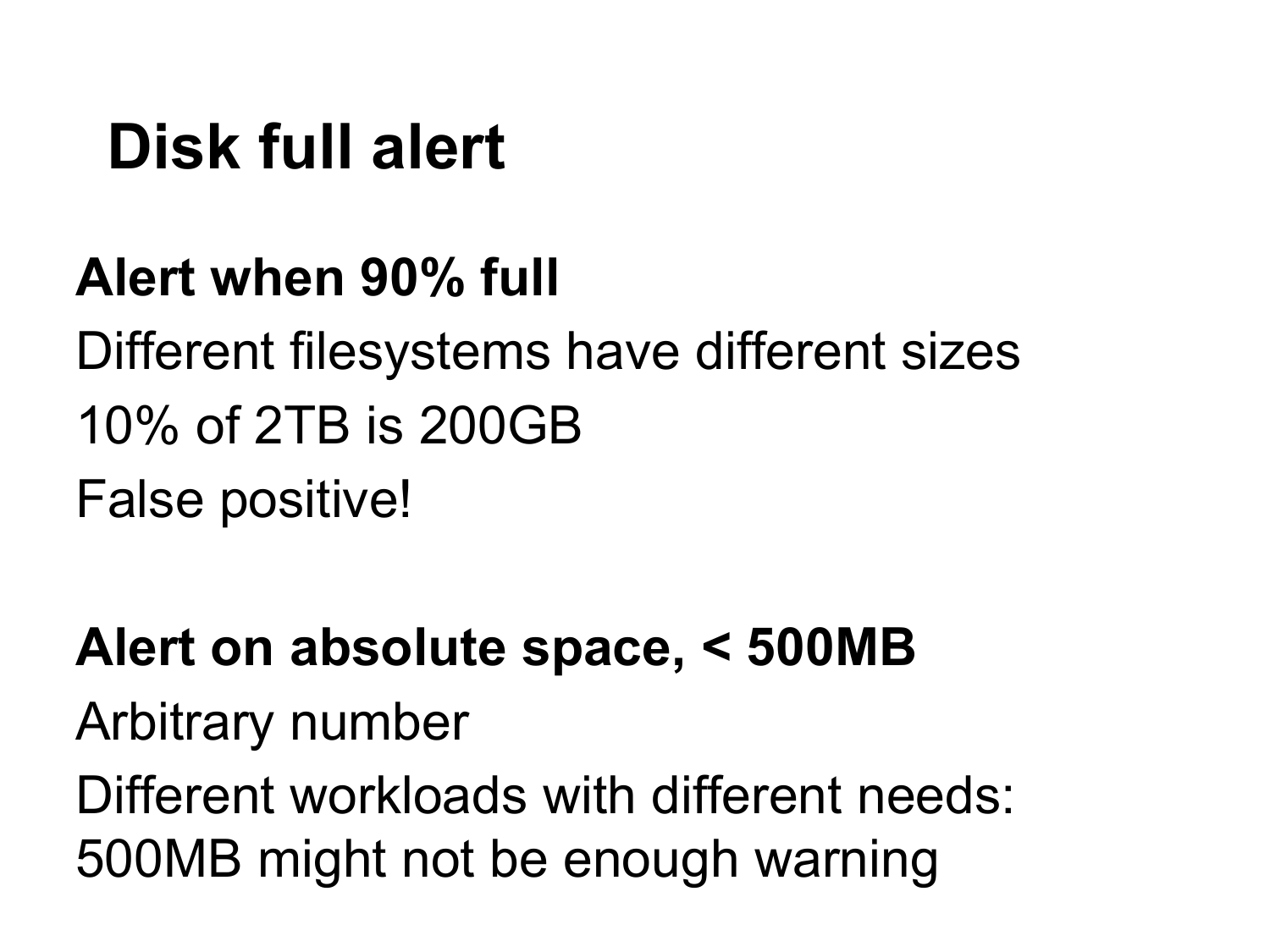# Disk full alert

**Alert when 90% full**

Different filesystems have different sizes

10% of 2TB is 200GB

False positive!

**Alert on absolute space, < 500MB**

Arbitrary number

Different workloads with different needs: 500MB might not be enough warning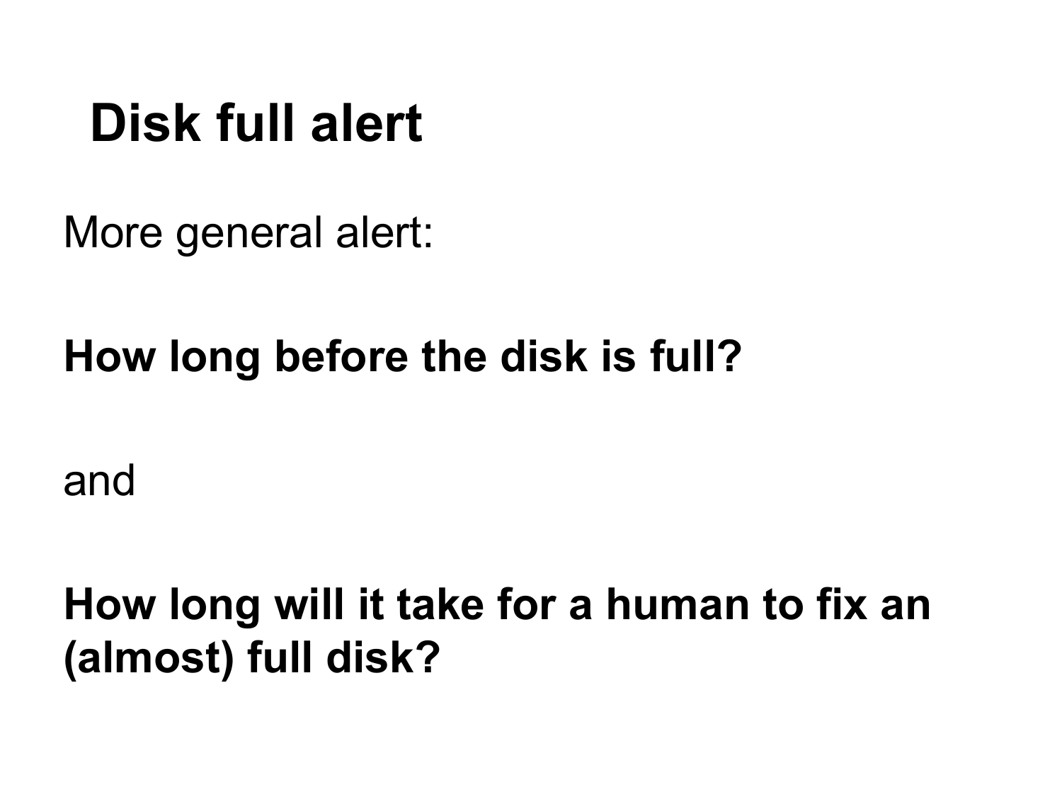# Disk full alert

More general alert:

**How long before the disk is full?**

and

**How long will it take for a human to fix an (almost) full disk?**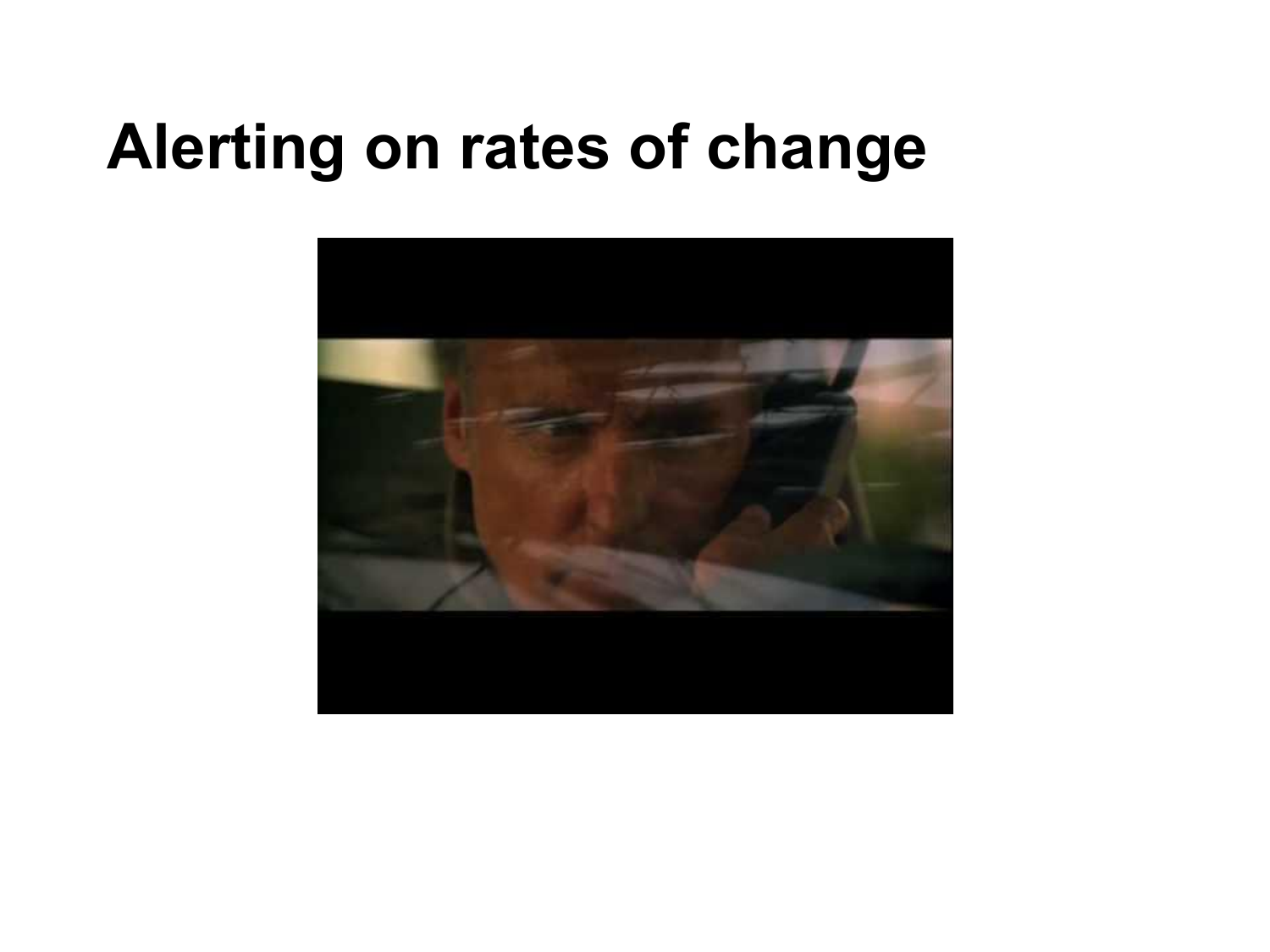# Alerting on rates of change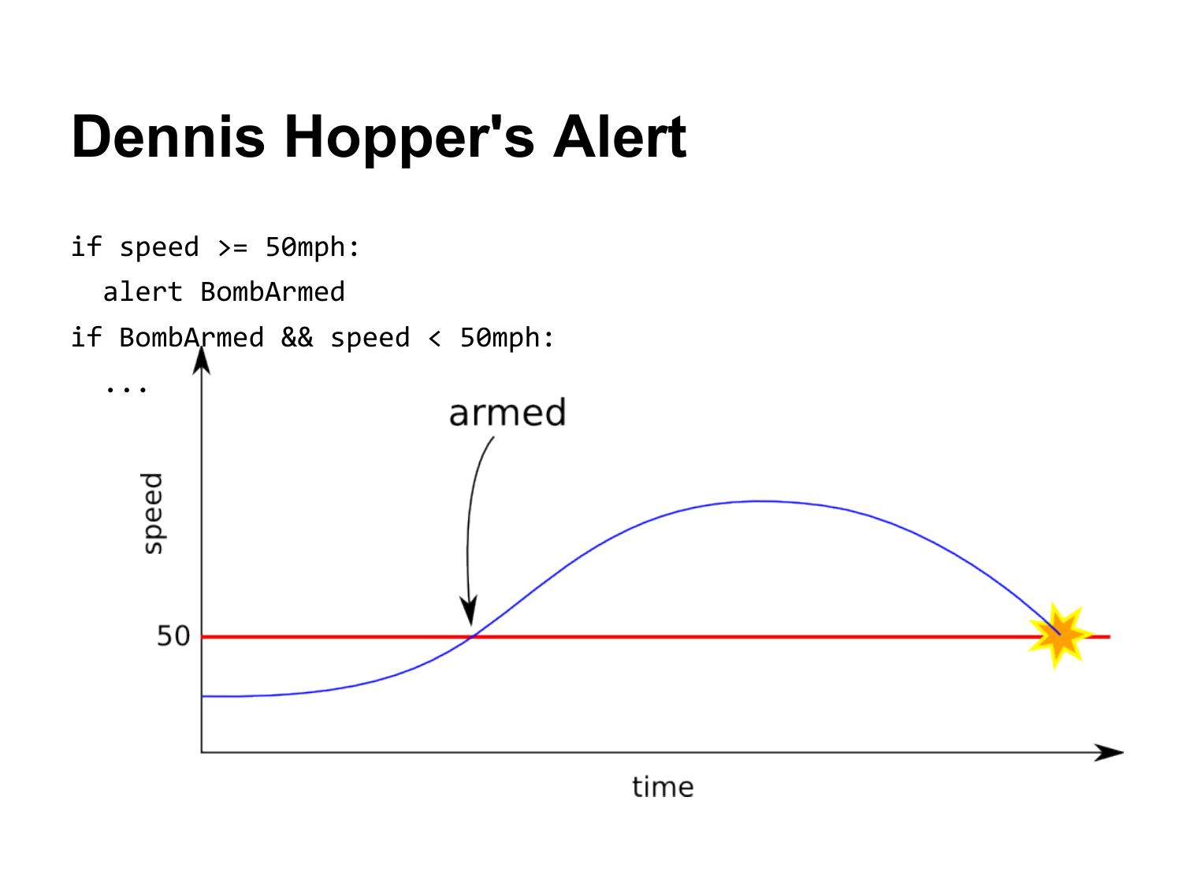# Dennis Hopper's Alert

```
if speed >= 50mph:
  alert BombArmed
if BombArmed && speed < 50mph:
  ...
```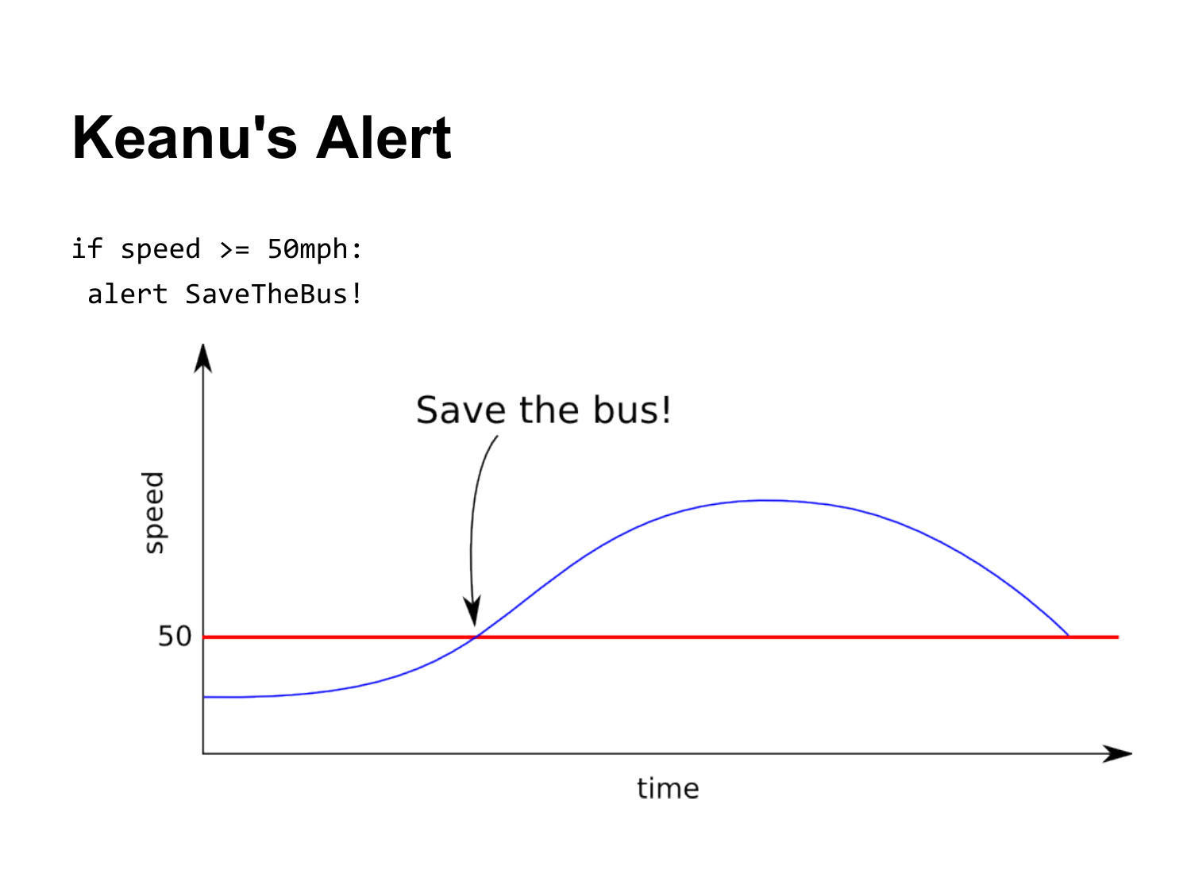# Keanu's Alert

```
if speed >= 50mph:
 alert SaveTheBus!
```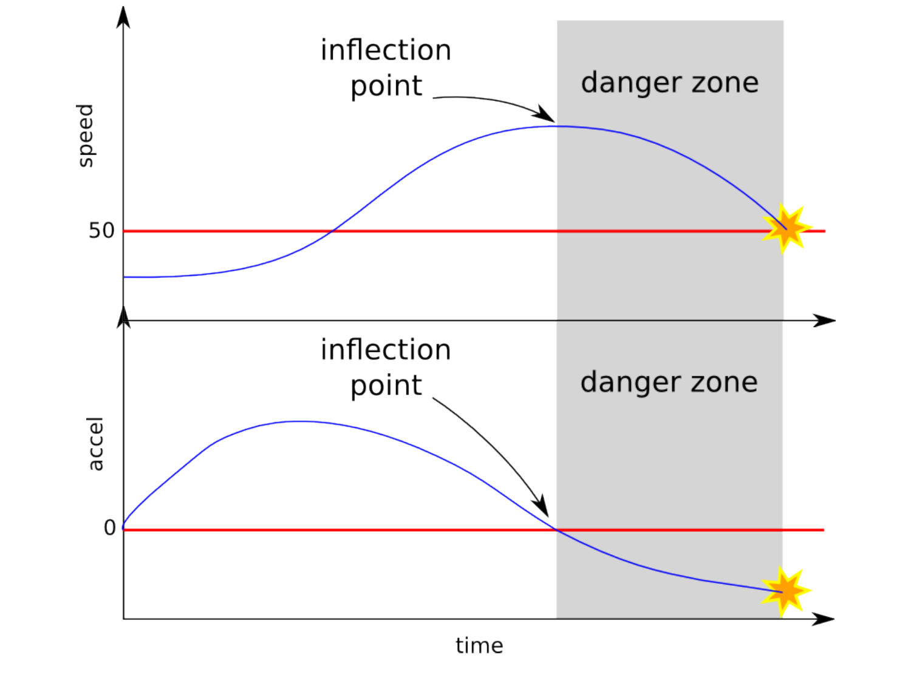inflection point

danger zone

speed

50

inflection point

danger zone

accel

0

time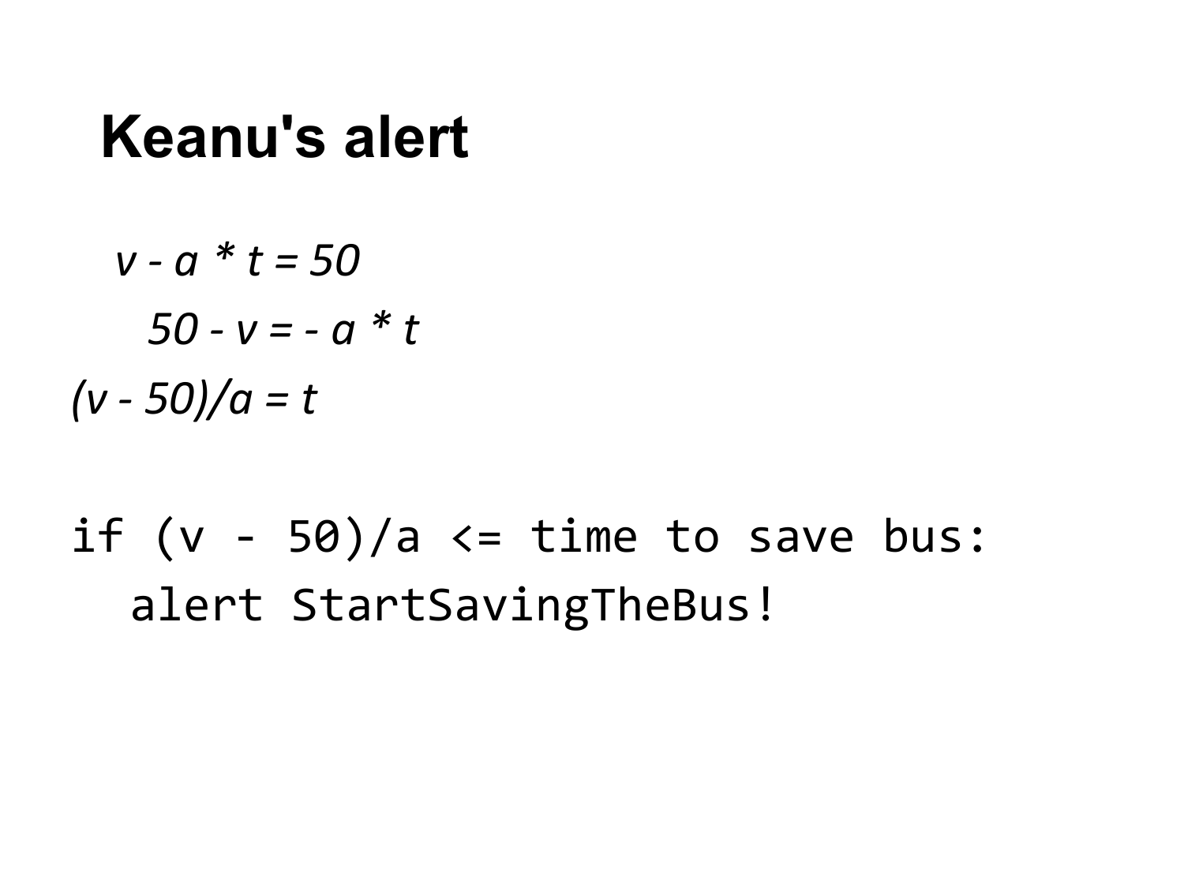# Keanu's alert

$v - a * t = 50$

$50 - v = - a * t$

$(v - 50)/a = t$

```
if (v - 50)/a <= time to save bus:
   alert StartSavingTheBus!
```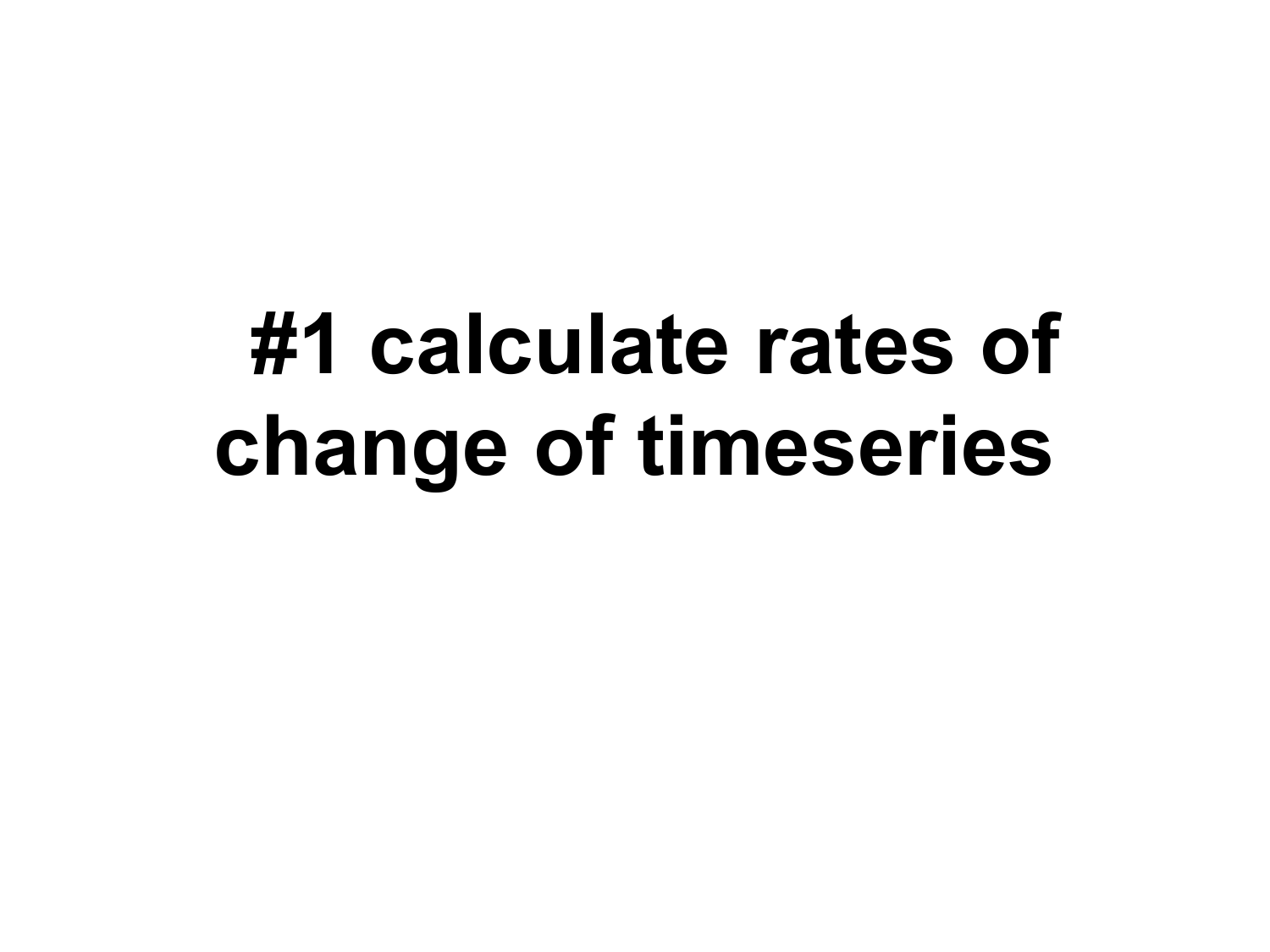# #1 calculate rates of change of timeseries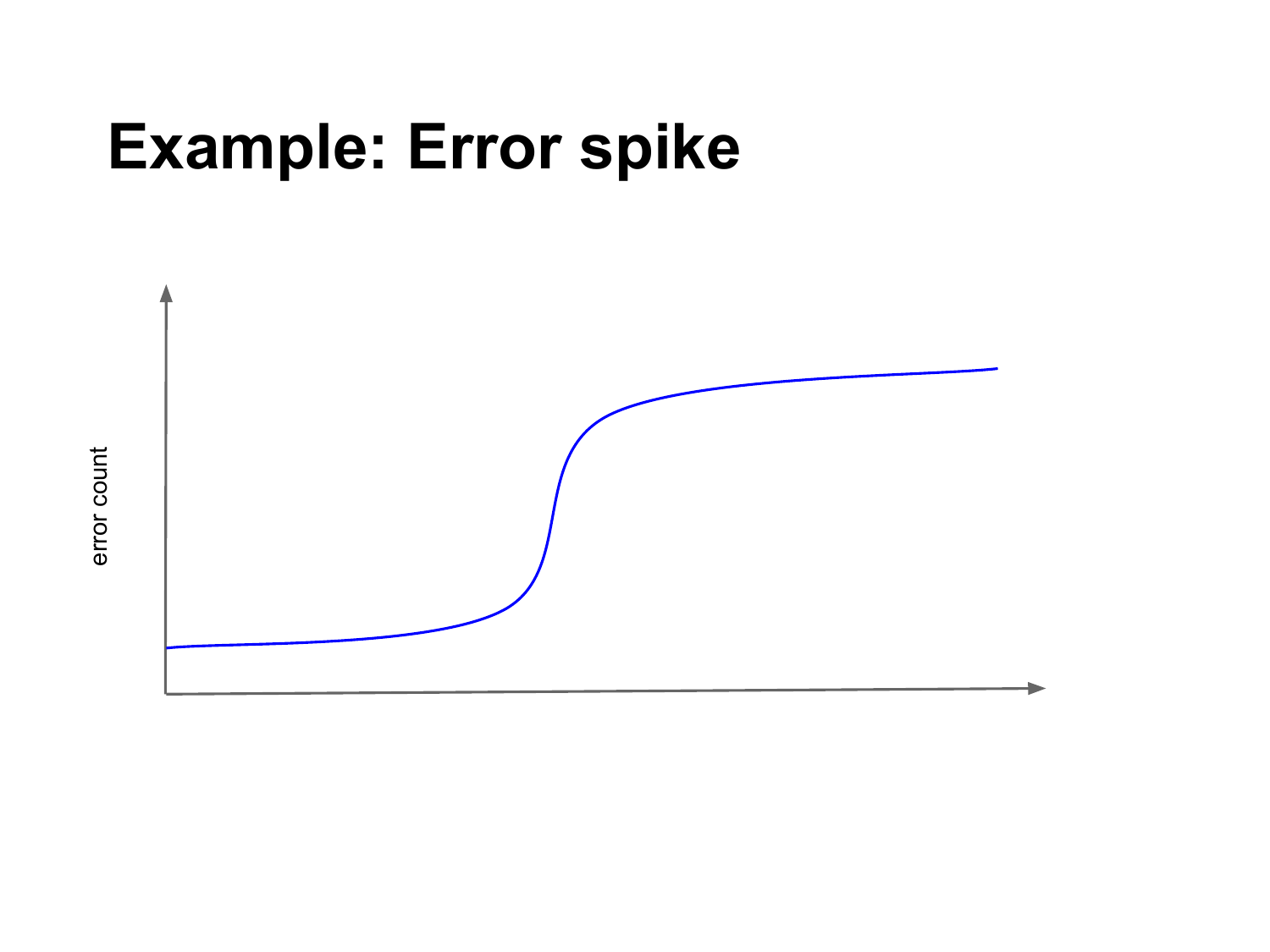# Example: Error spike

error count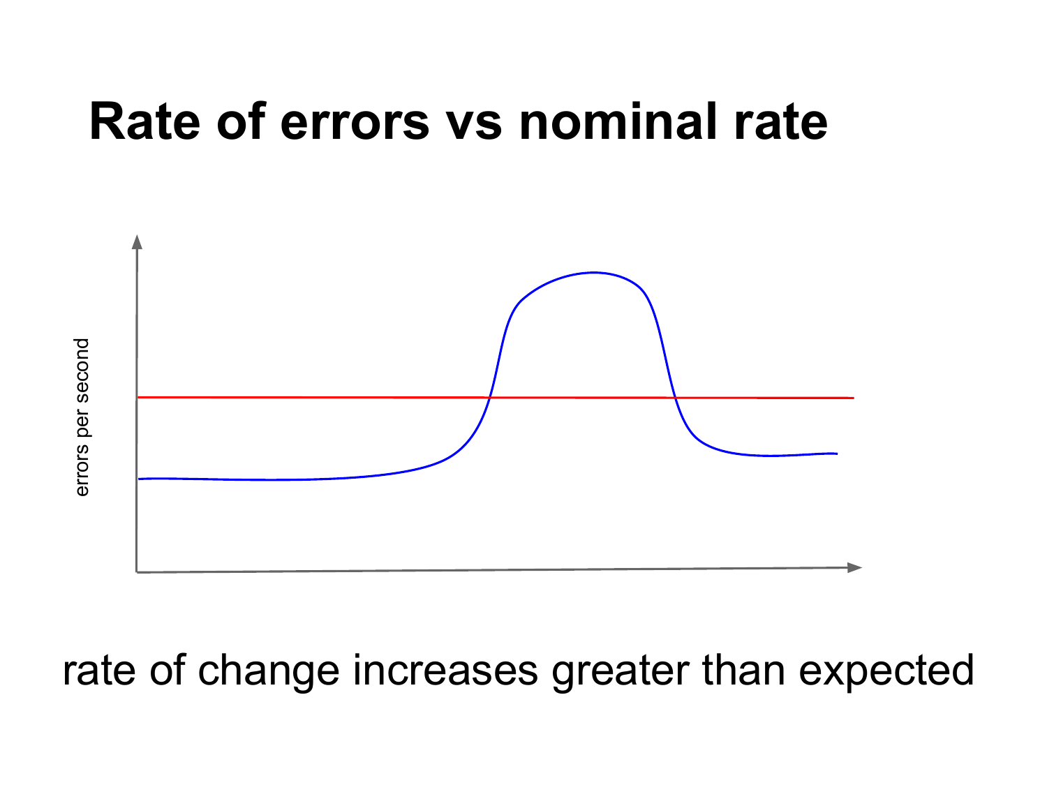# Rate of errors vs nominal rate

errors per second

rate of change increases greater than expected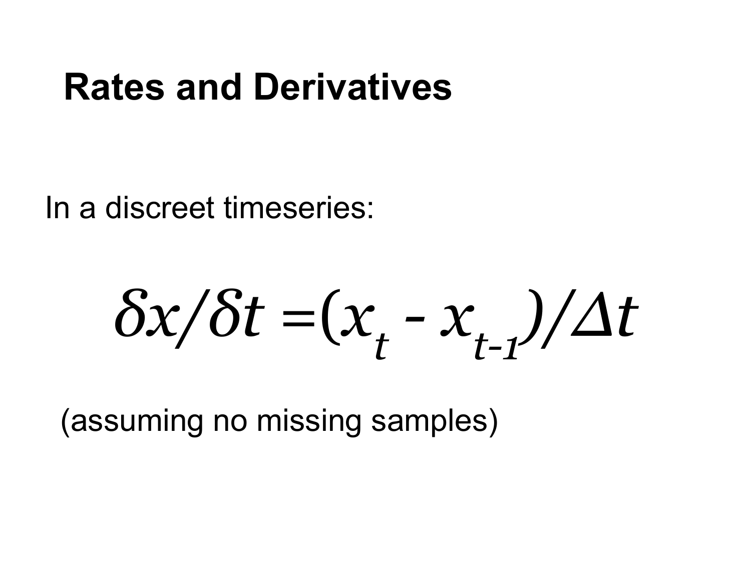## Rates and Derivatives

In a discreet timeseries:

$$\delta x/\delta t = (x_t - x_{t-1})/\Delta t$$

(assuming no missing samples)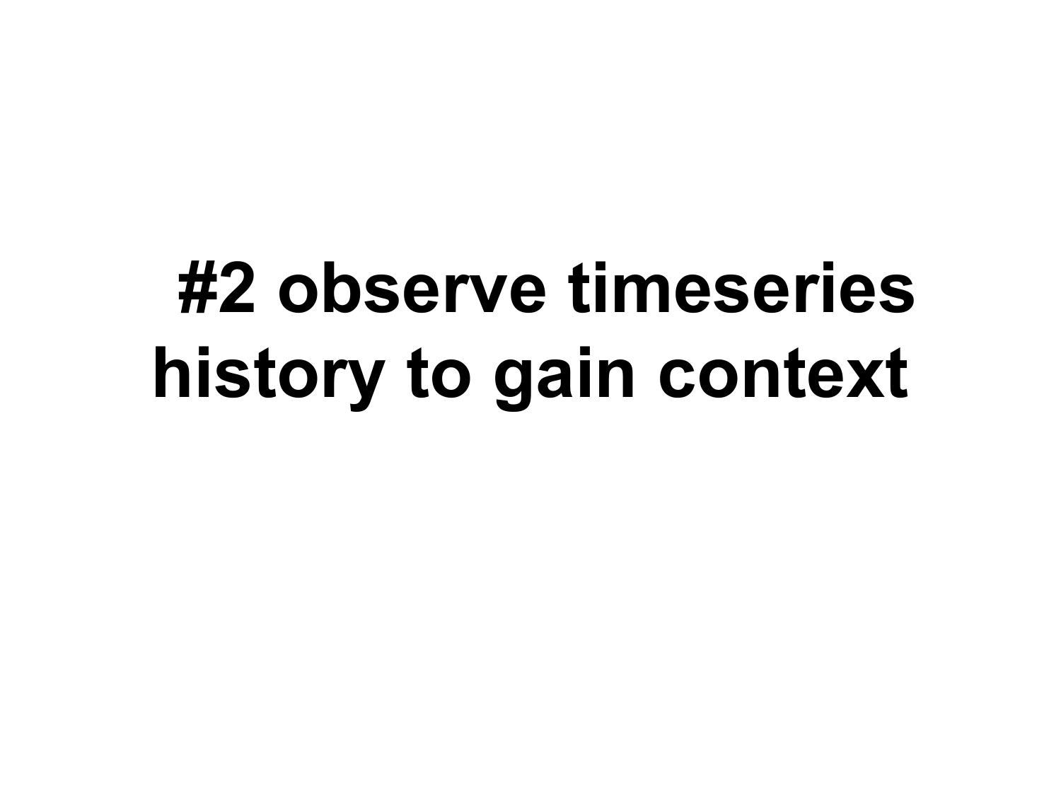# #2 observe timeseries history to gain context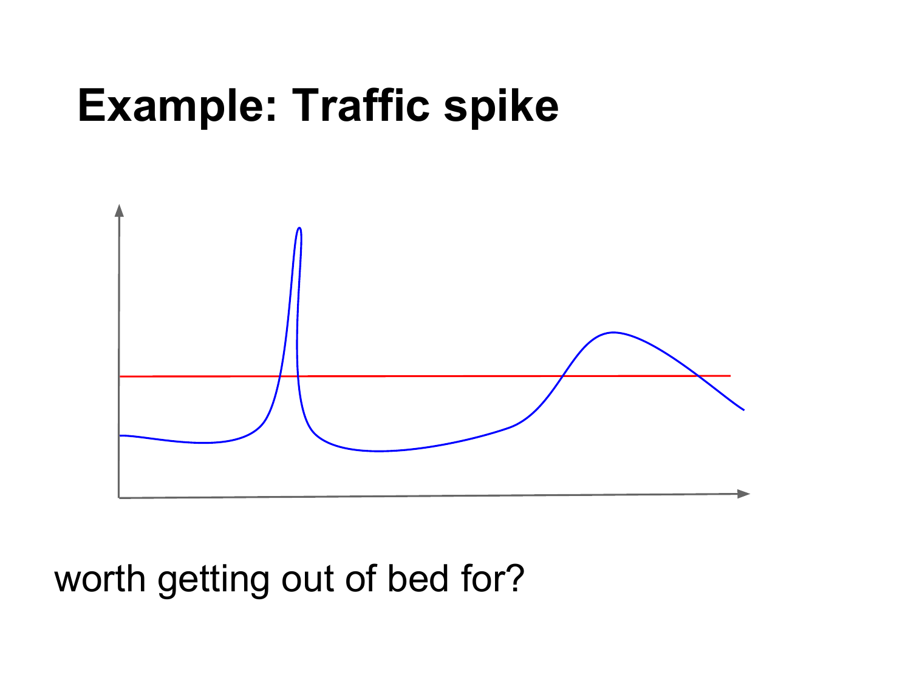# Example: Traffic spike

worth getting out of bed for?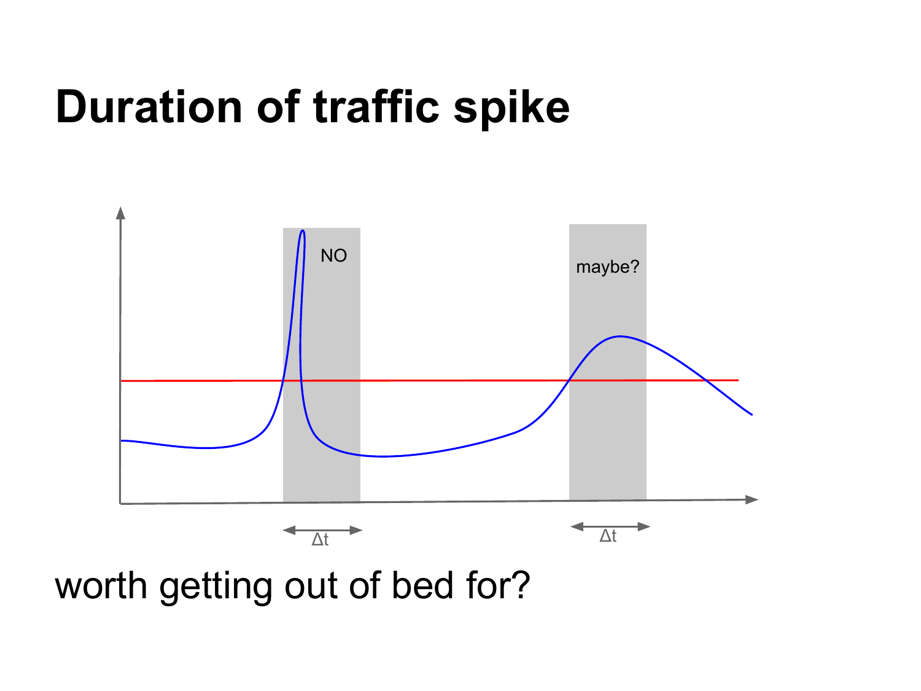# Duration of traffic spike

NO

maybe?

$\Delta t$

$\Delta t$

worth getting out of bed for?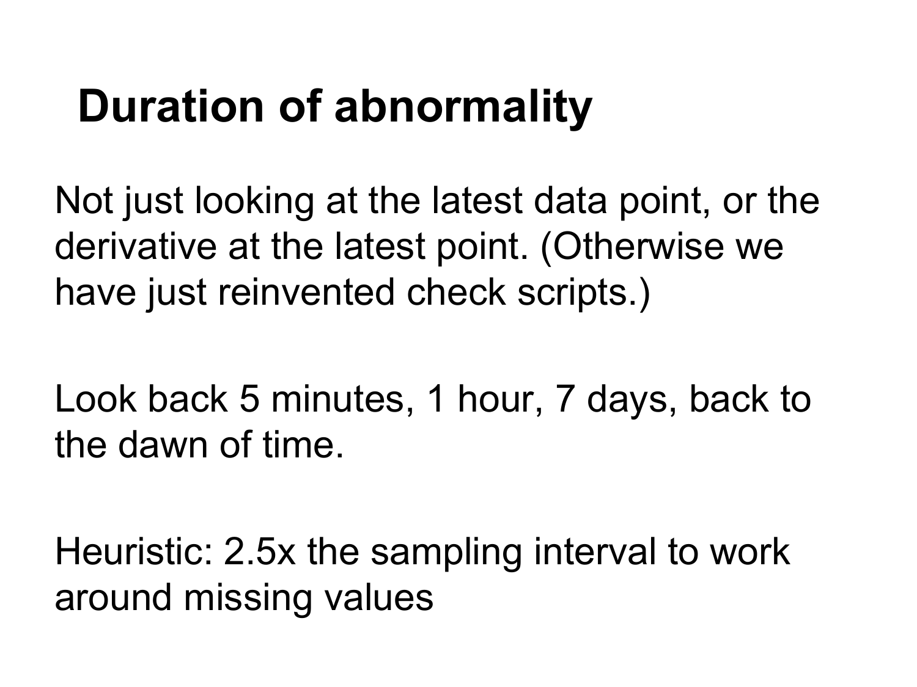# Duration of abnormality

Not just looking at the latest data point, or the derivative at the latest point. (Otherwise we have just reinvented check scripts.)

Look back 5 minutes, 1 hour, 7 days, back to the dawn of time.

Heuristic: 2.5x the sampling interval to work around missing values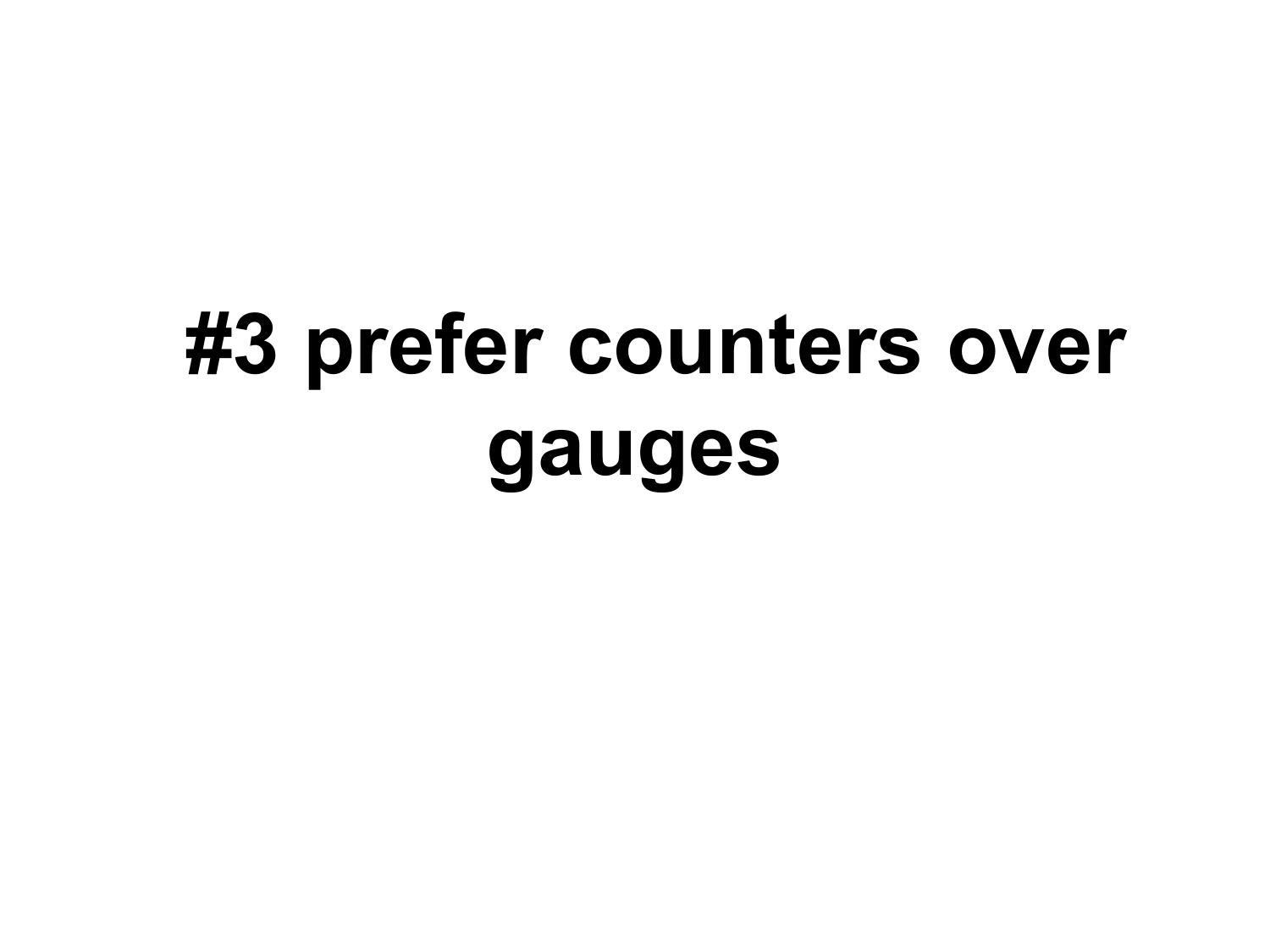# #3 prefer counters over gauges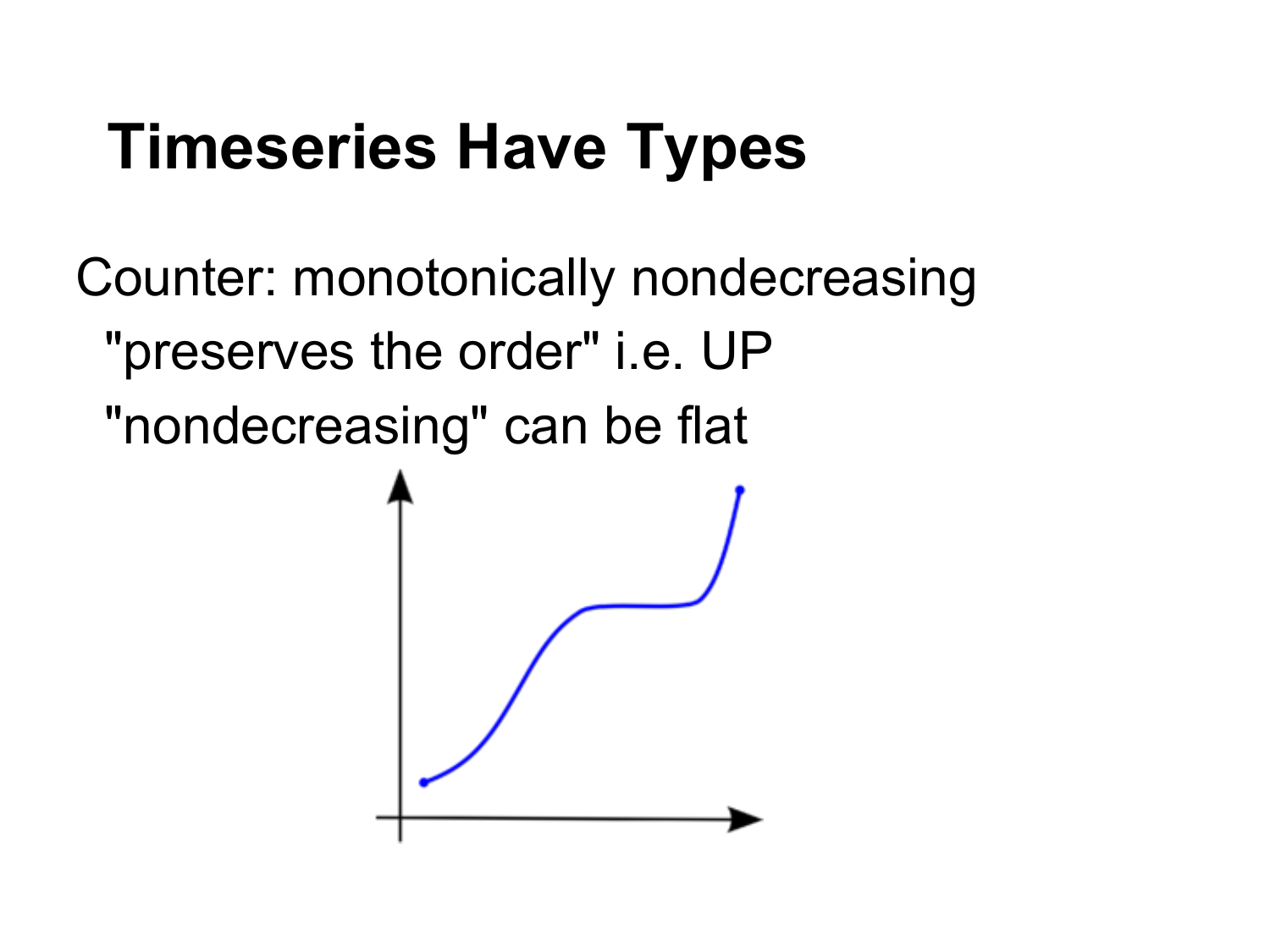# Timeseries Have Types

Counter: monotonically nondecreasing

- "preserves the order" i.e. UP
- "nondecreasing" can be flat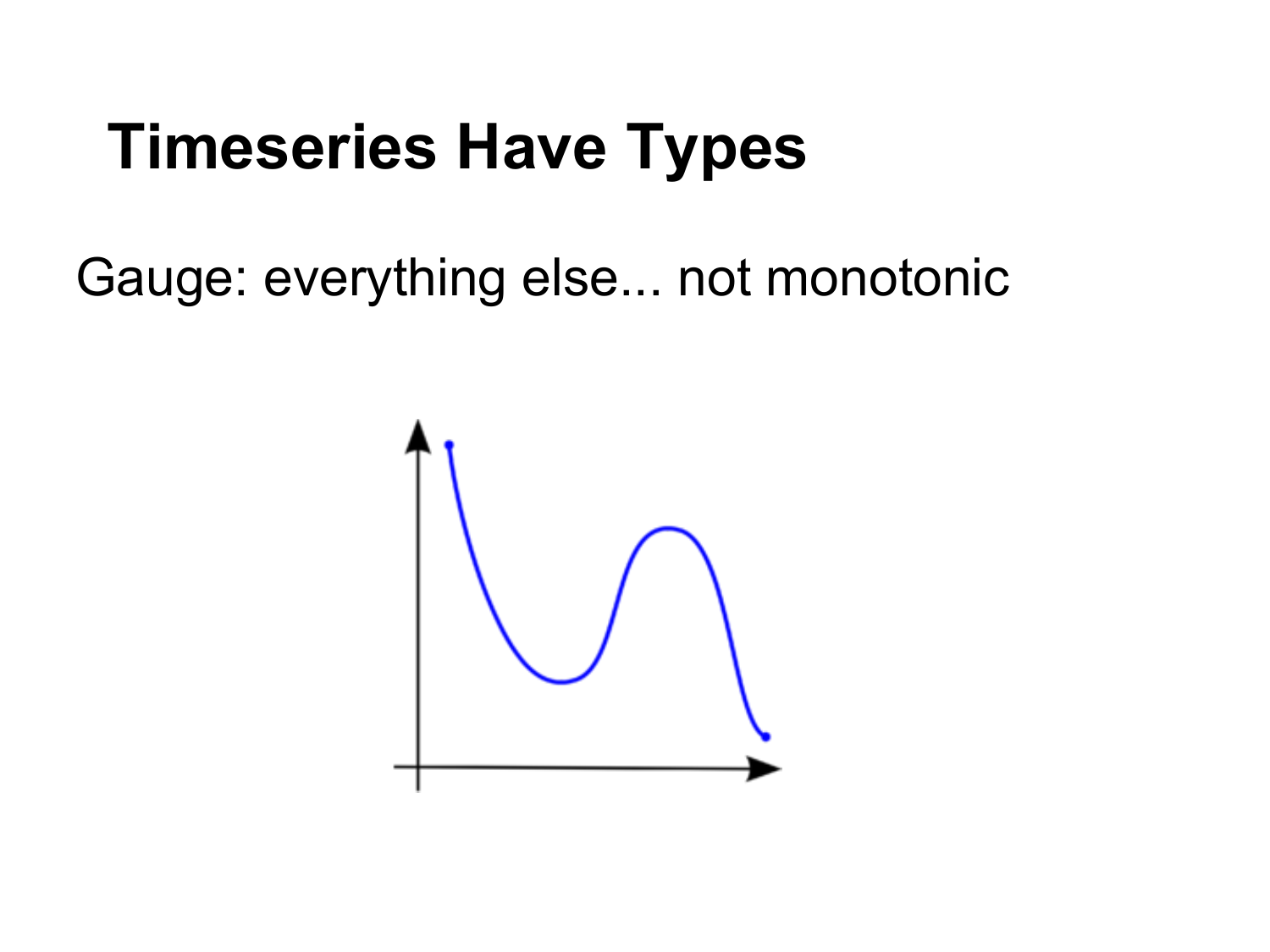# Timeseries Have Types

Gauge: everything else... not monotonic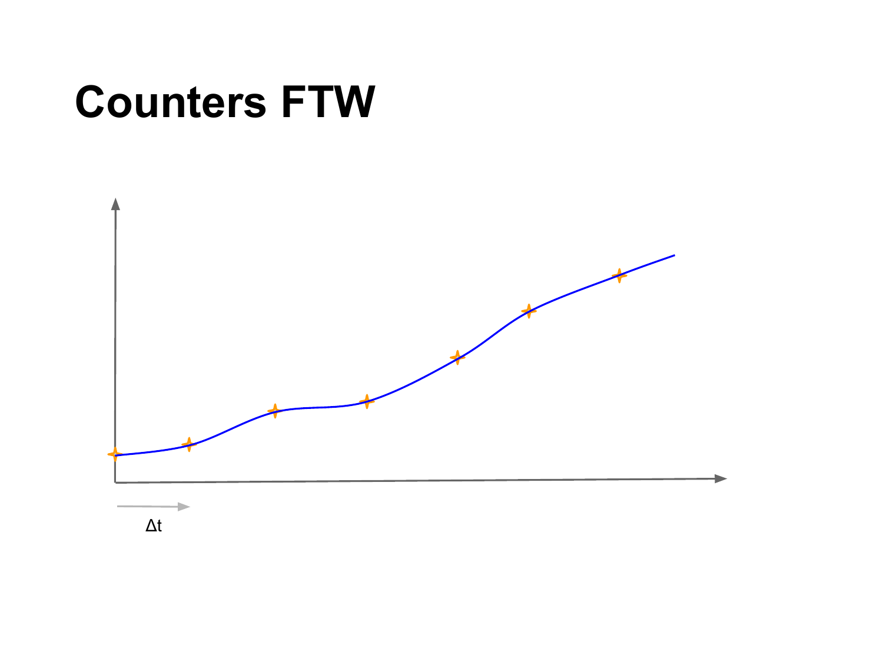# Counters FTW

$\Delta t$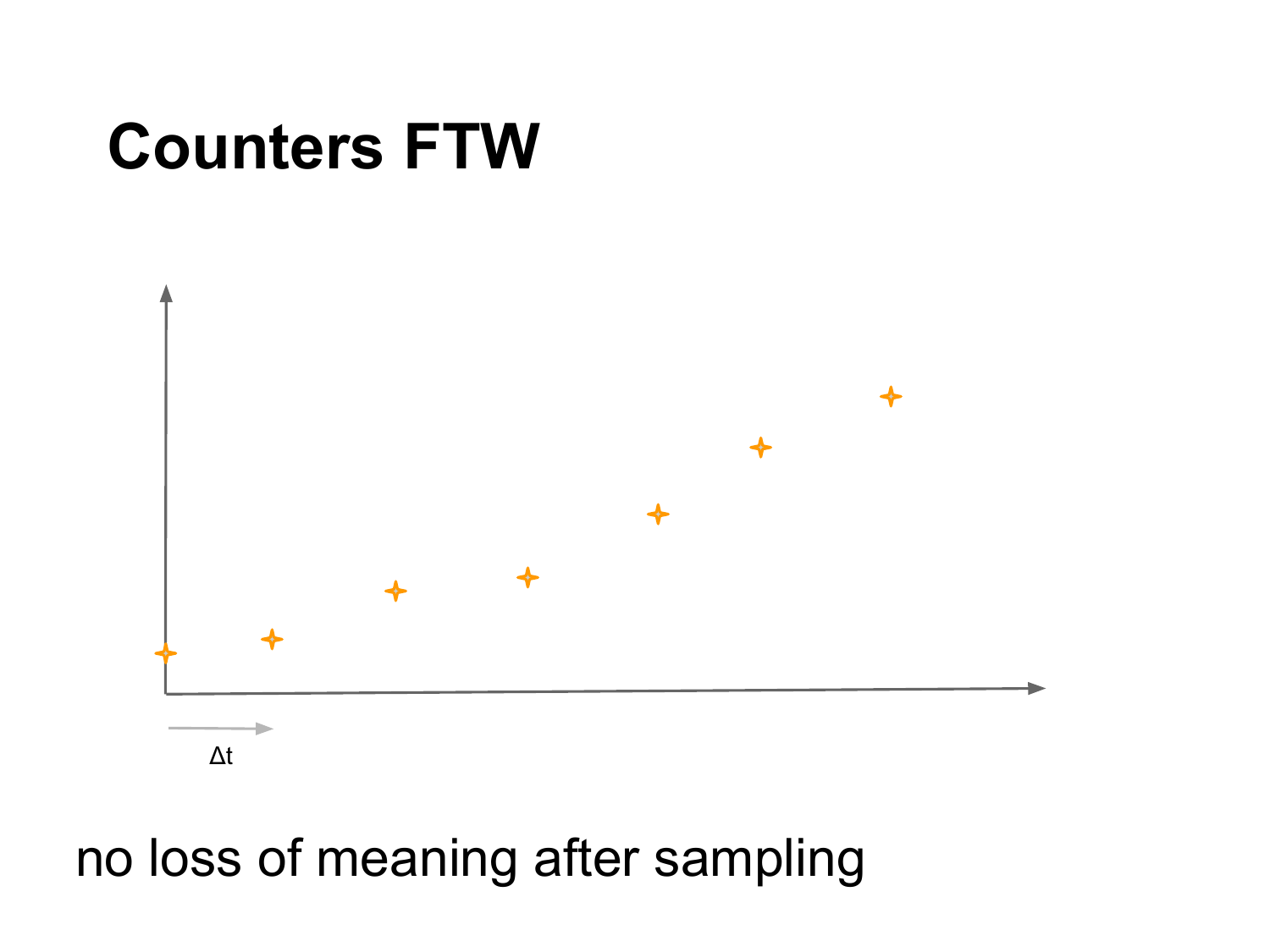# Counters FTW

$\Delta t$

no loss of meaning after sampling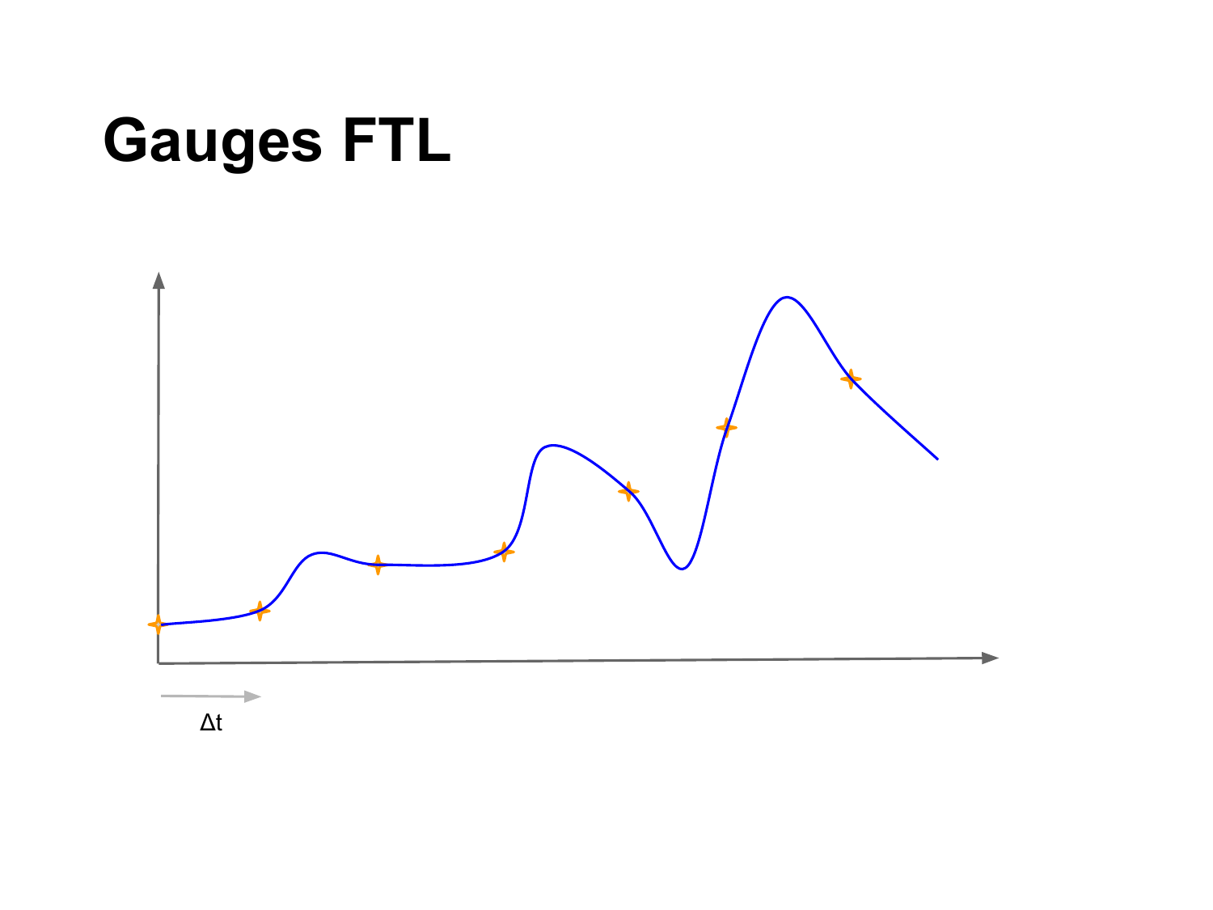# Gauges FTL

$\Delta t$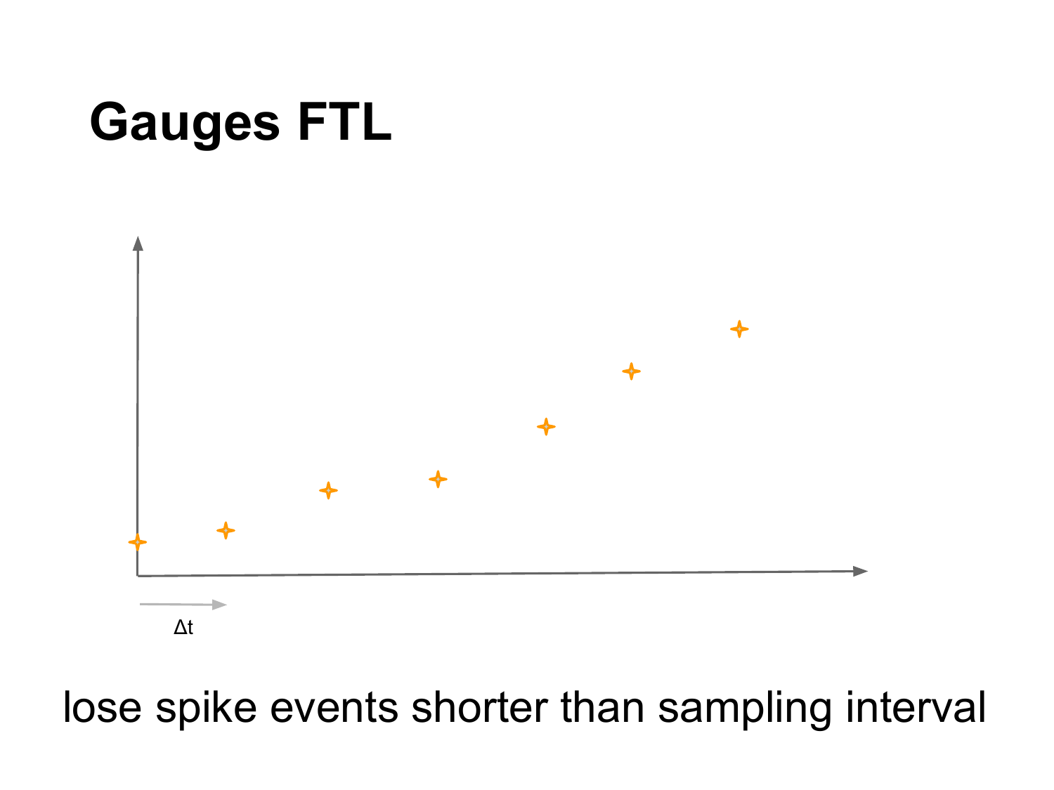# Gauges FTL

Δt

lose spike events shorter than sampling interval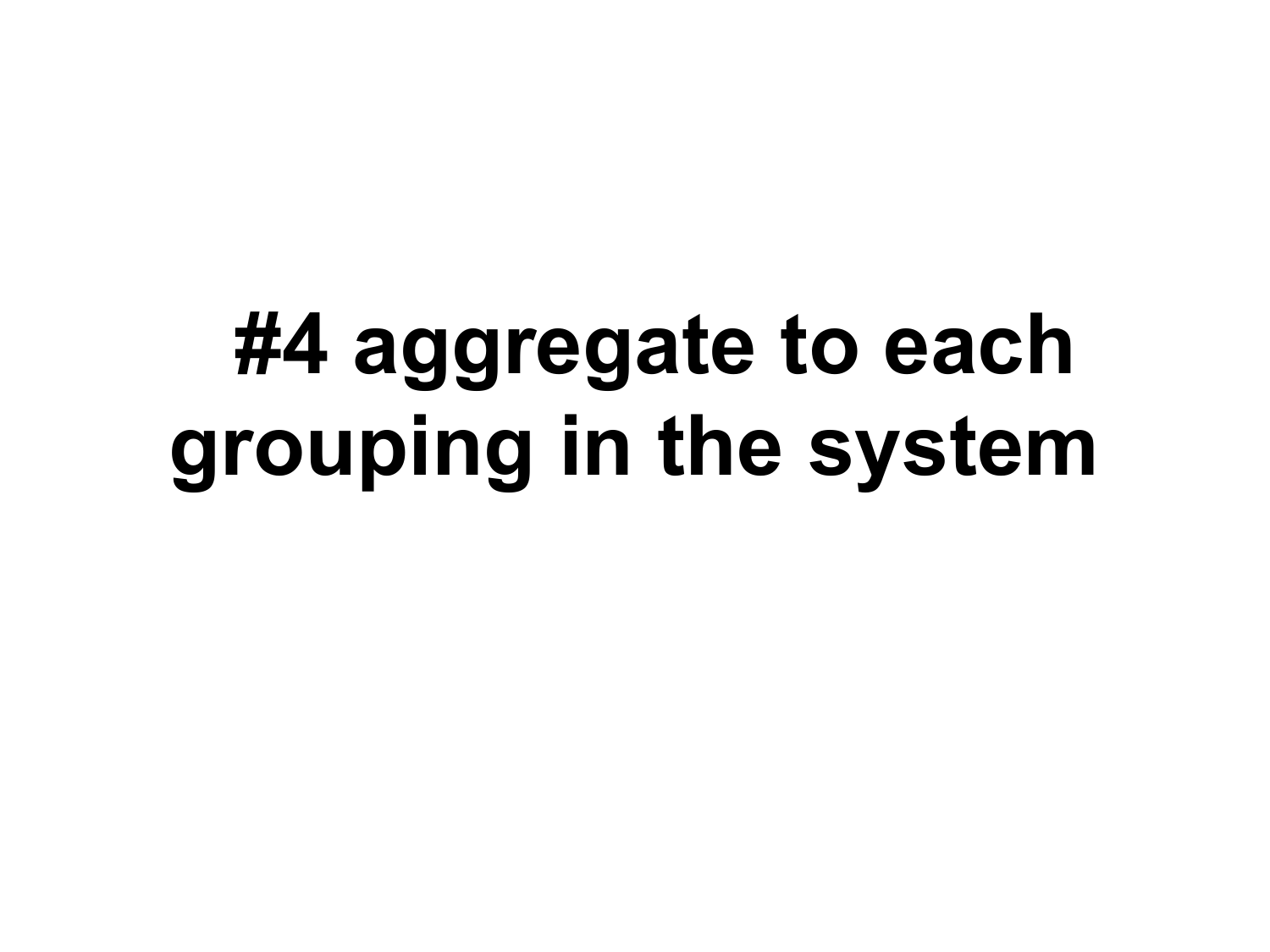# #4 aggregate to each grouping in the system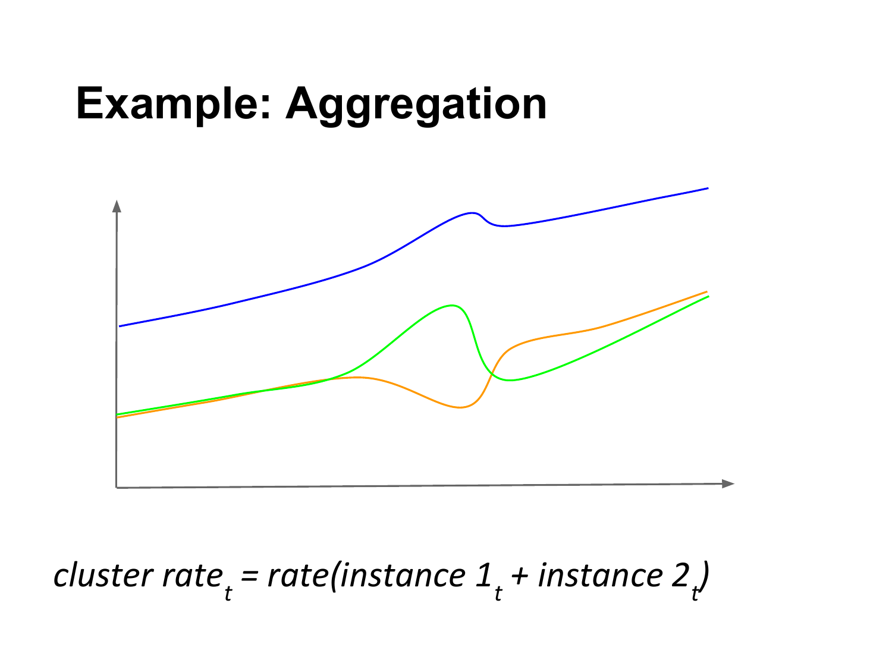# Example: Aggregation

$$\textit{cluster rate}_t = \textit{rate}(\textit{instance 1}_t + \textit{instance 2}_t)$$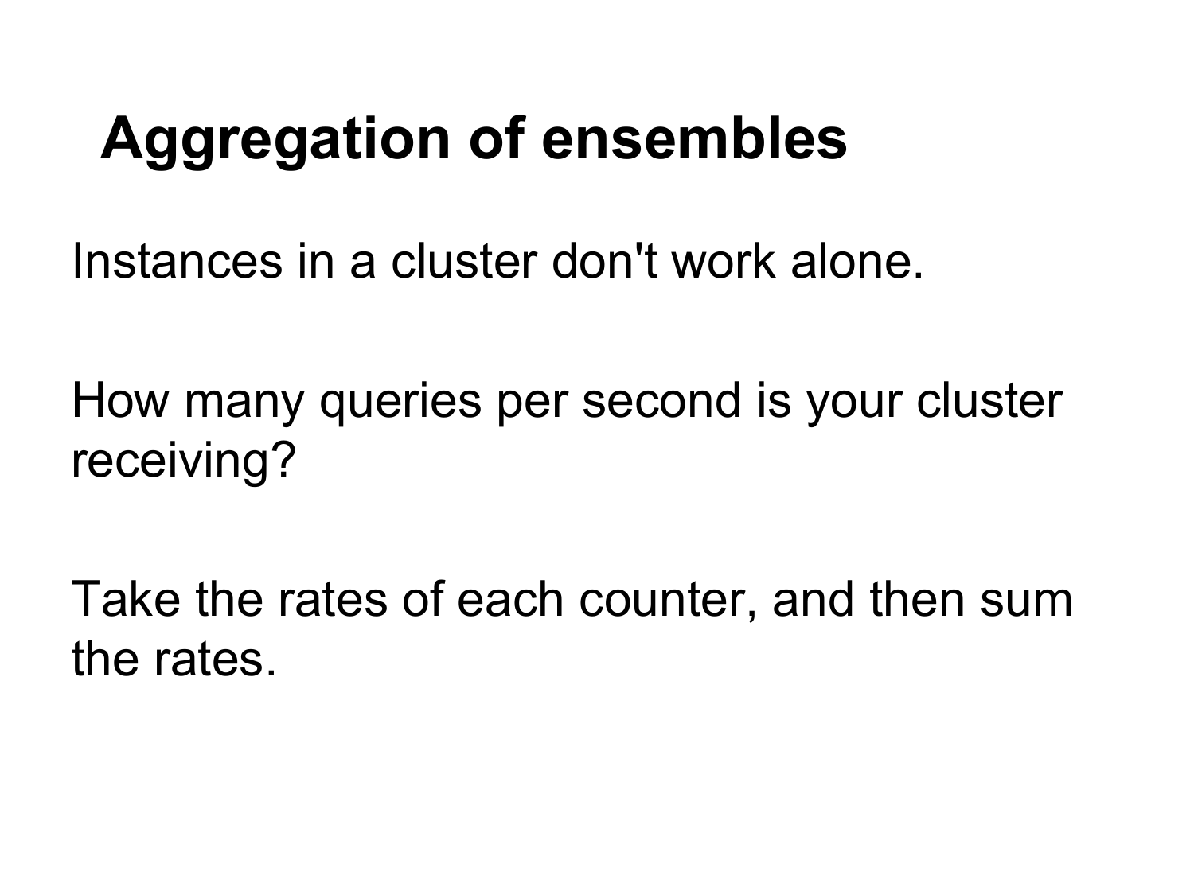# Aggregation of ensembles

Instances in a cluster don't work alone.

How many queries per second is your cluster receiving?

Take the rates of each counter, and then sum the rates.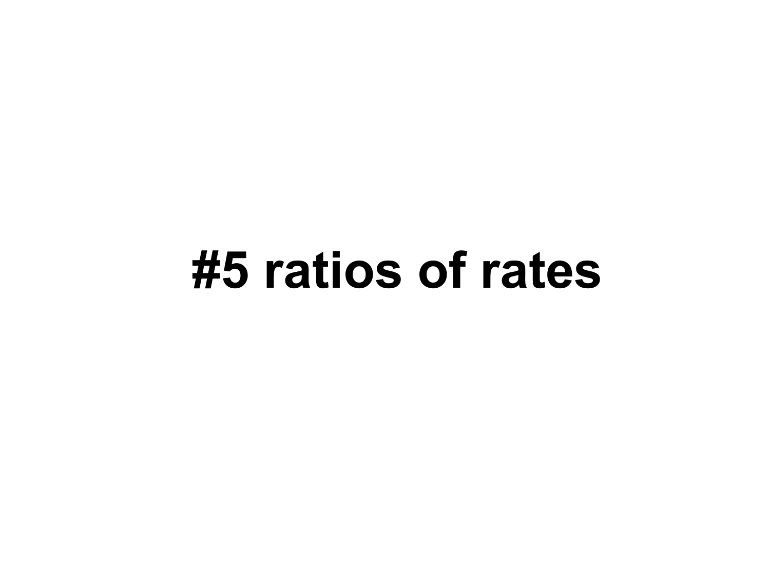# #5 ratios of rates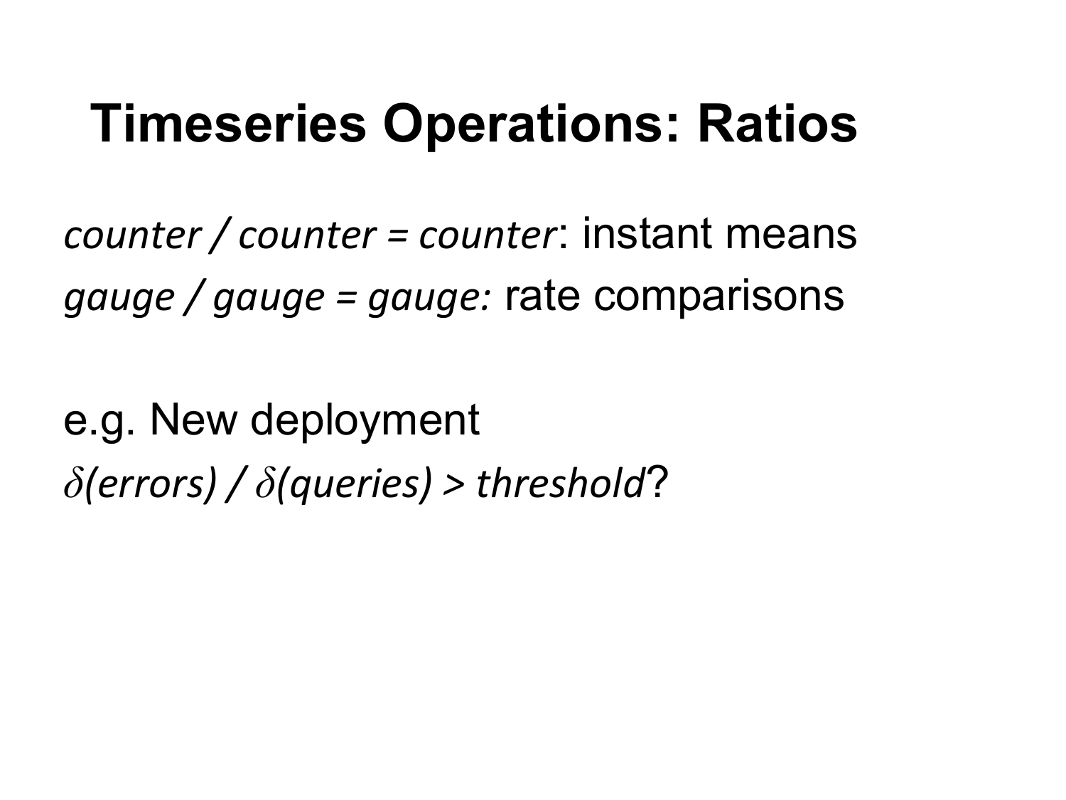# Timeseries Operations: Ratios

*counter / counter = counter*: instant means

*gauge / gauge = gauge:* rate comparisons

e.g. New deployment

$\delta$*(errors) /* $\delta$*(queries) > threshold*?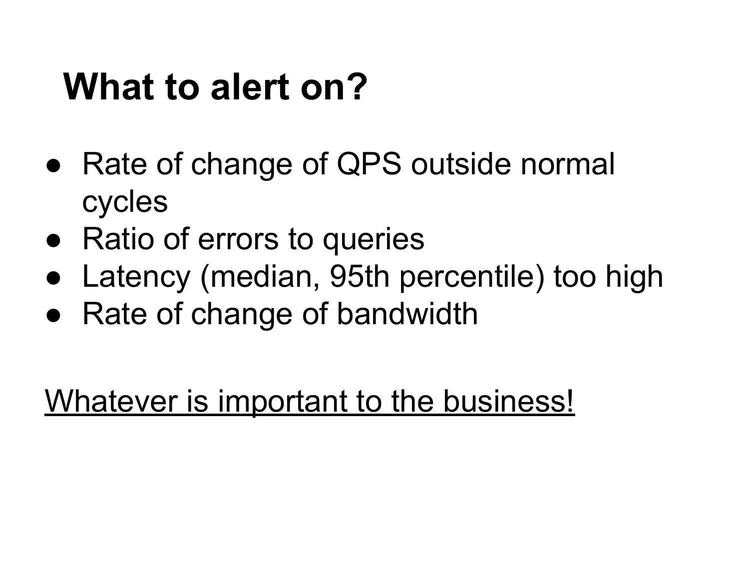# What to alert on?

- Rate of change of QPS outside normal cycles
- Ratio of errors to queries
- Latency (median, 95th percentile) too high
- Rate of change of bandwidth

<u>Whatever is important to the business!</u>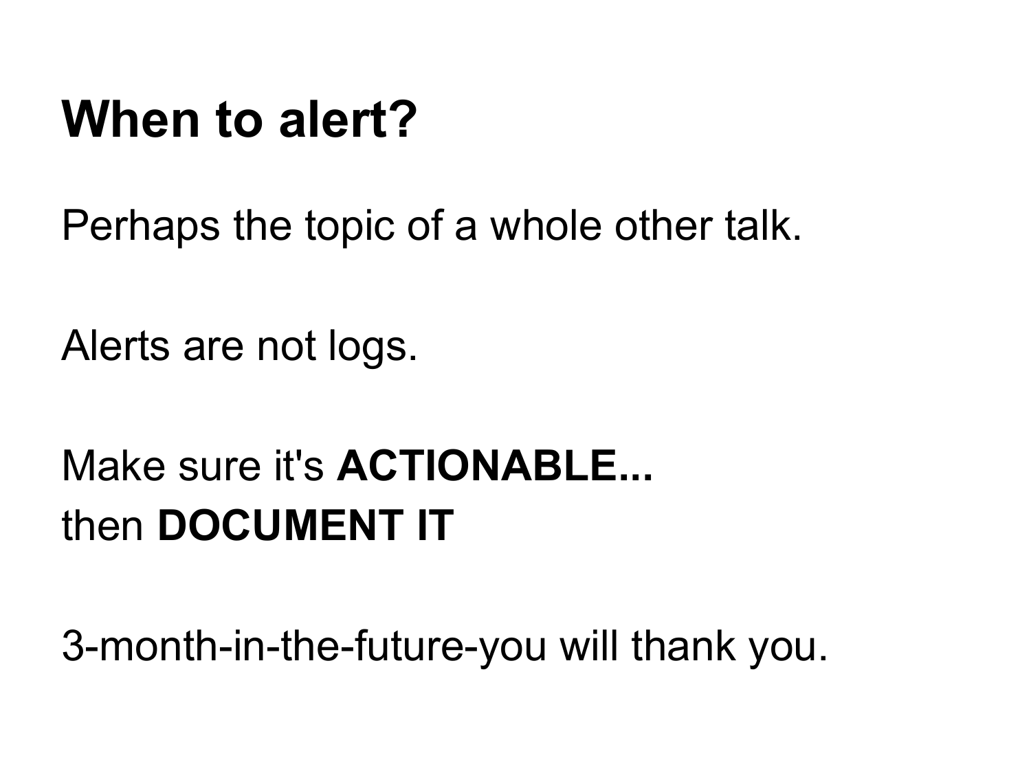# When to alert?

Perhaps the topic of a whole other talk.

Alerts are not logs.

Make sure it's **ACTIONABLE...**
then **DOCUMENT IT**

3-month-in-the-future-you will thank you.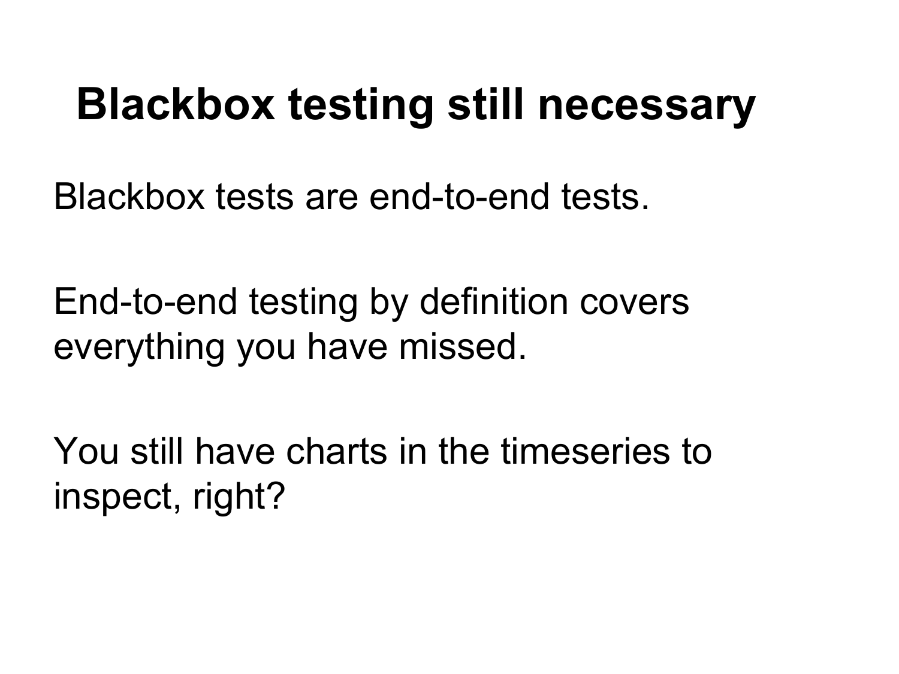# Blackbox testing still necessary

Blackbox tests are end-to-end tests.

End-to-end testing by definition covers everything you have missed.

You still have charts in the timeseries to inspect, right?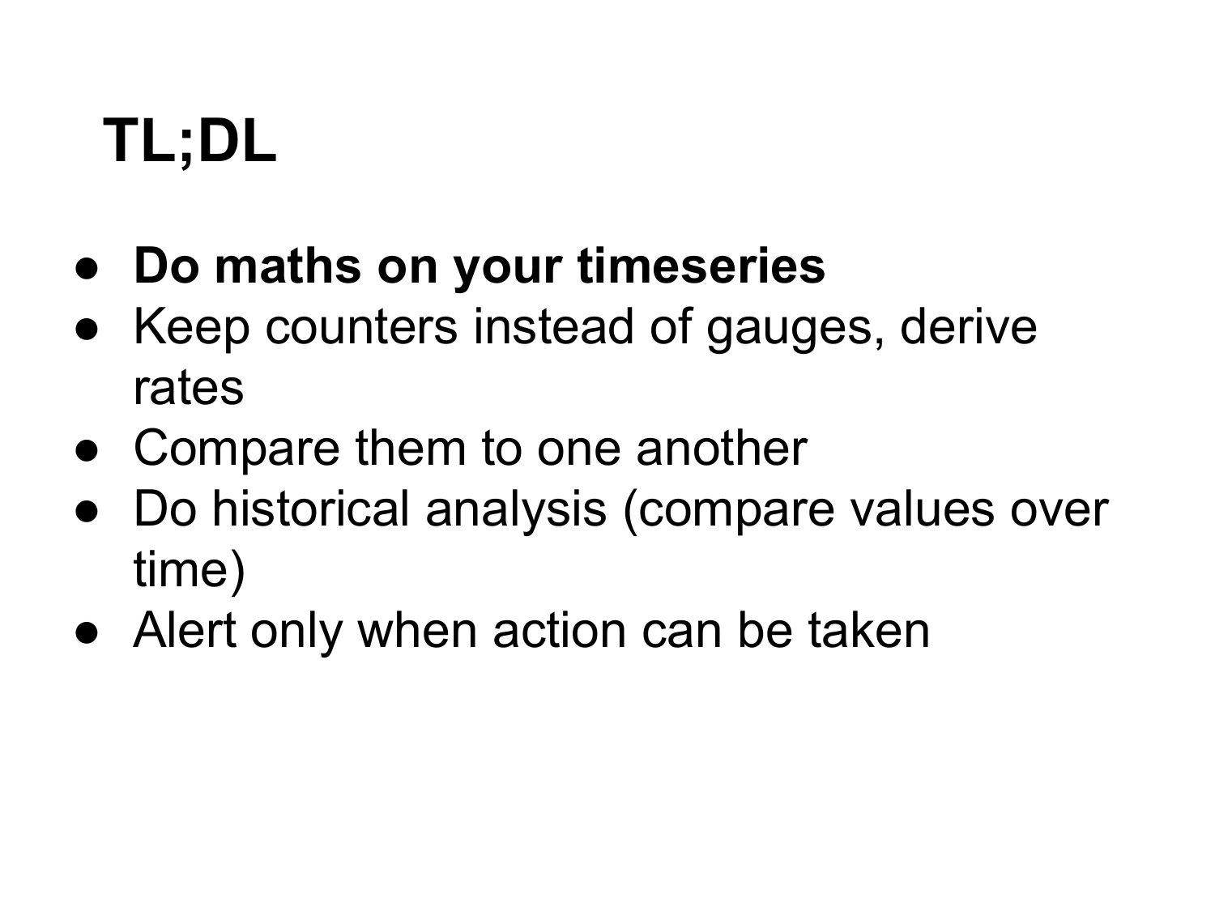# TL;DL

- **Do maths on your timeseries**
- Keep counters instead of gauges, derive rates
- Compare them to one another
- Do historical analysis (compare values over time)
- Alert only when action can be taken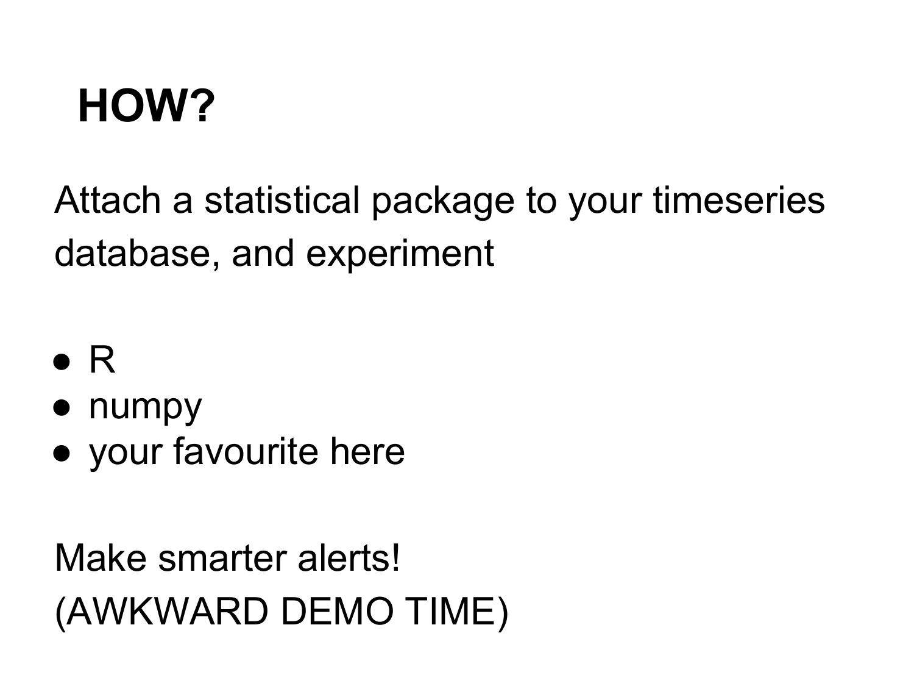# HOW?

Attach a statistical package to your timeseries database, and experiment

- R
- numpy
- your favourite here

Make smarter alerts!
(AWKWARD DEMO TIME)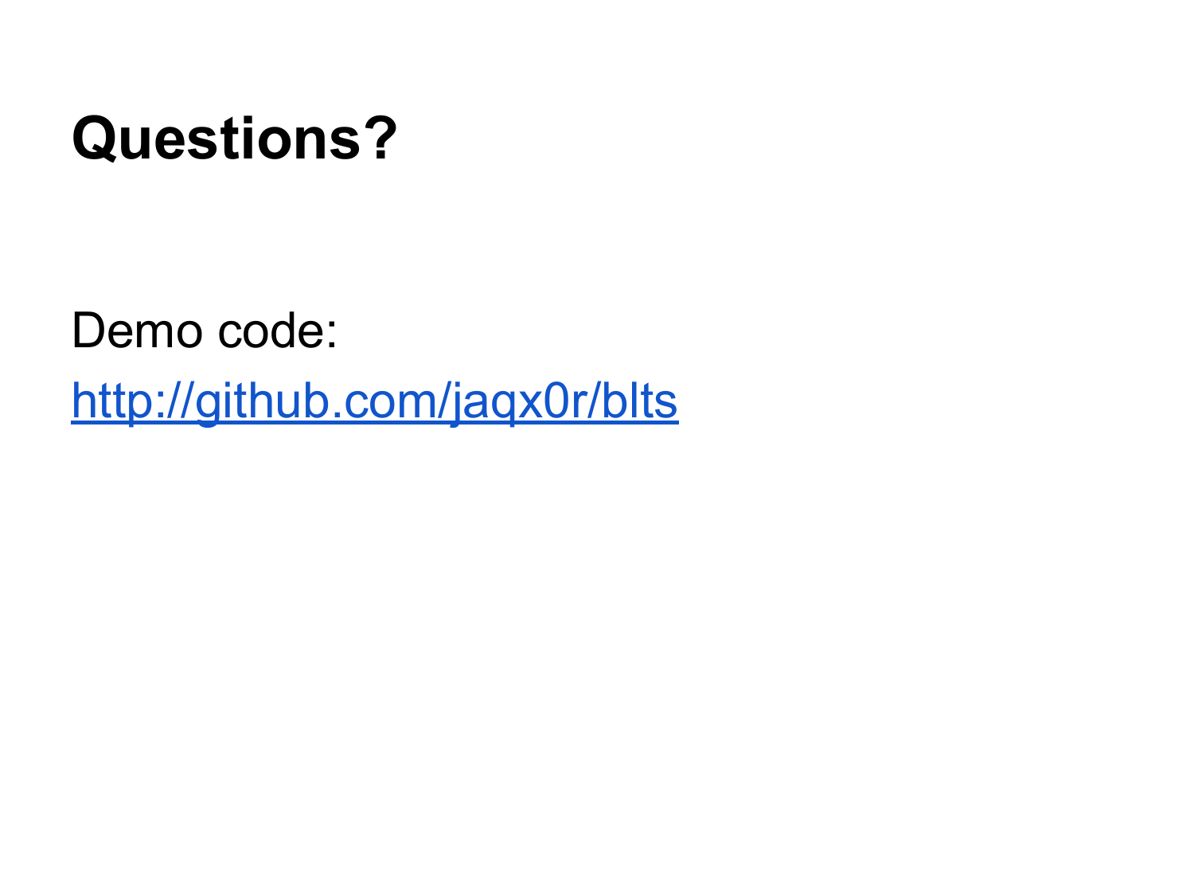# Questions?

Demo code:

http://github.com/jaqx0r/blts